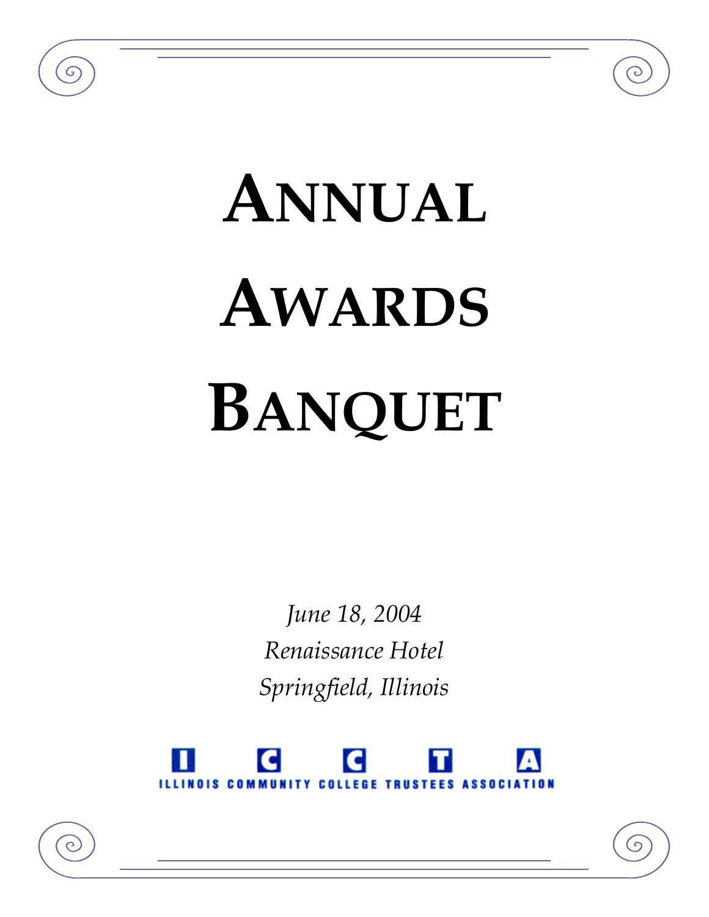# ANNUAL AWARDS BANQUET

*June 18, 2004*

*Renaissance Hotel*

*Springfield, Illinois*

I C C T A

ILLINOIS COMMUNITY COLLEGE TRUSTEES ASSOCIATION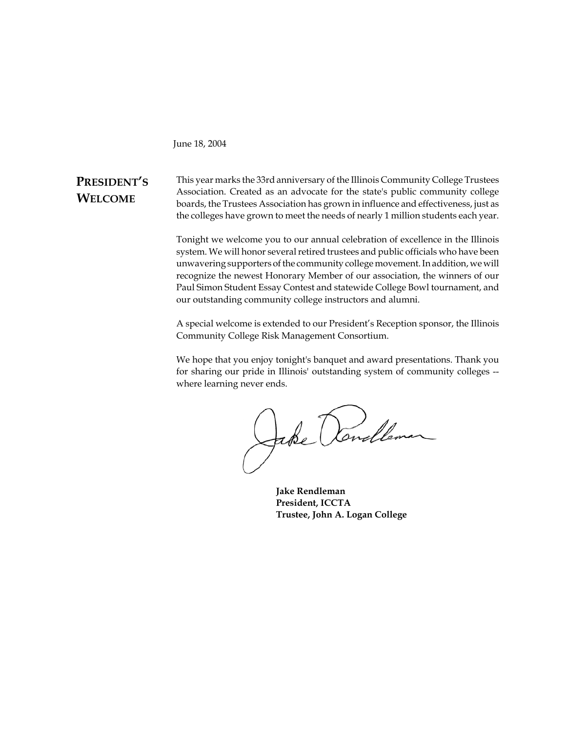June 18, 2004

## President's Welcome

This year marks the 33rd anniversary of the Illinois Community College Trustees Association. Created as an advocate for the state's public community college boards, the Trustees Association has grown in influence and effectiveness, just as the colleges have grown to meet the needs of nearly 1 million students each year.

Tonight we welcome you to our annual celebration of excellence in the Illinois system. We will honor several retired trustees and public officials who have been unwavering supporters of the community college movement. In addition, we will recognize the newest Honorary Member of our association, the winners of our Paul Simon Student Essay Contest and statewide College Bowl tournament, and our outstanding community college instructors and alumni.

A special welcome is extended to our President's Reception sponsor, the Illinois Community College Risk Management Consortium.

We hope that you enjoy tonight's banquet and award presentations. Thank you for sharing our pride in Illinois' outstanding system of community colleges -- where learning never ends.

**Jake Rendleman**
**President, ICCTA**
**Trustee, John A. Logan College**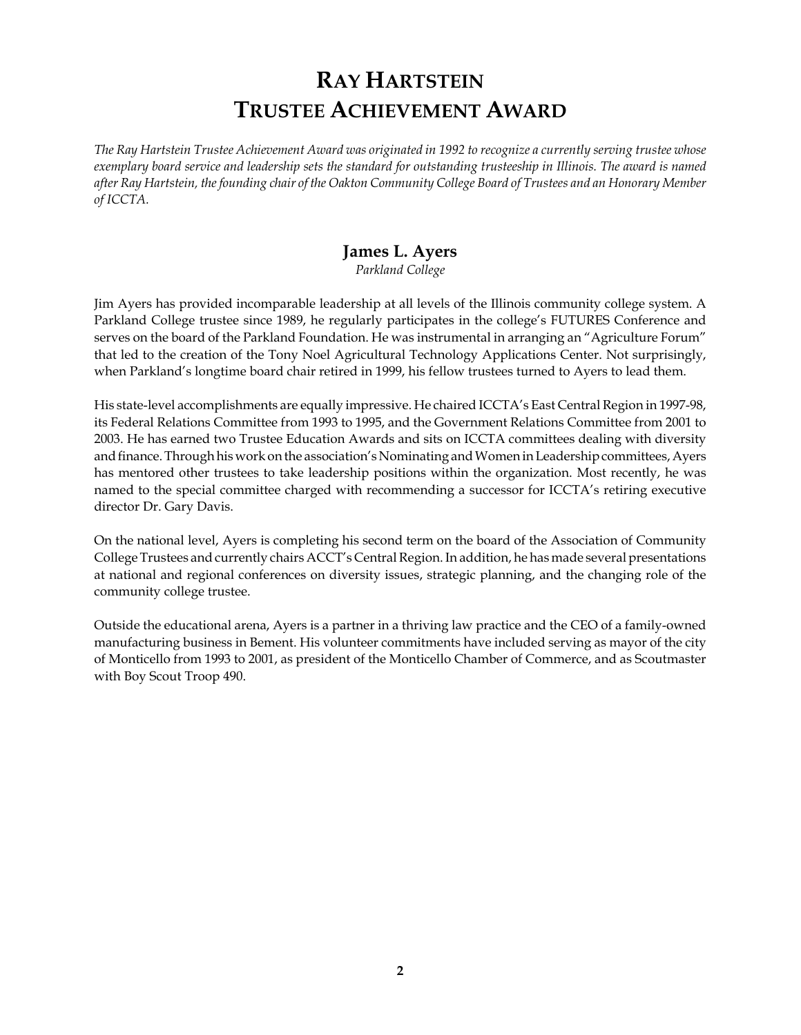# Ray Hartstein Trustee Achievement Award

*The Ray Hartstein Trustee Achievement Award was originated in 1992 to recognize a currently serving trustee whose exemplary board service and leadership sets the standard for outstanding trusteeship in Illinois. The award is named after Ray Hartstein, the founding chair of the Oakton Community College Board of Trustees and an Honorary Member of ICCTA.*

## James L. Ayers

*Parkland College*

Jim Ayers has provided incomparable leadership at all levels of the Illinois community college system. A Parkland College trustee since 1989, he regularly participates in the college's FUTURES Conference and serves on the board of the Parkland Foundation. He was instrumental in arranging an "Agriculture Forum" that led to the creation of the Tony Noel Agricultural Technology Applications Center. Not surprisingly, when Parkland's longtime board chair retired in 1999, his fellow trustees turned to Ayers to lead them.

His state-level accomplishments are equally impressive. He chaired ICCTA's East Central Region in 1997-98, its Federal Relations Committee from 1993 to 1995, and the Government Relations Committee from 2001 to 2003. He has earned two Trustee Education Awards and sits on ICCTA committees dealing with diversity and finance. Through his work on the association's Nominating and Women in Leadership committees, Ayers has mentored other trustees to take leadership positions within the organization. Most recently, he was named to the special committee charged with recommending a successor for ICCTA's retiring executive director Dr. Gary Davis.

On the national level, Ayers is completing his second term on the board of the Association of Community College Trustees and currently chairs ACCT's Central Region. In addition, he has made several presentations at national and regional conferences on diversity issues, strategic planning, and the changing role of the community college trustee.

Outside the educational arena, Ayers is a partner in a thriving law practice and the CEO of a family-owned manufacturing business in Bement. His volunteer commitments have included serving as mayor of the city of Monticello from 1993 to 2001, as president of the Monticello Chamber of Commerce, and as Scoutmaster with Boy Scout Troop 490.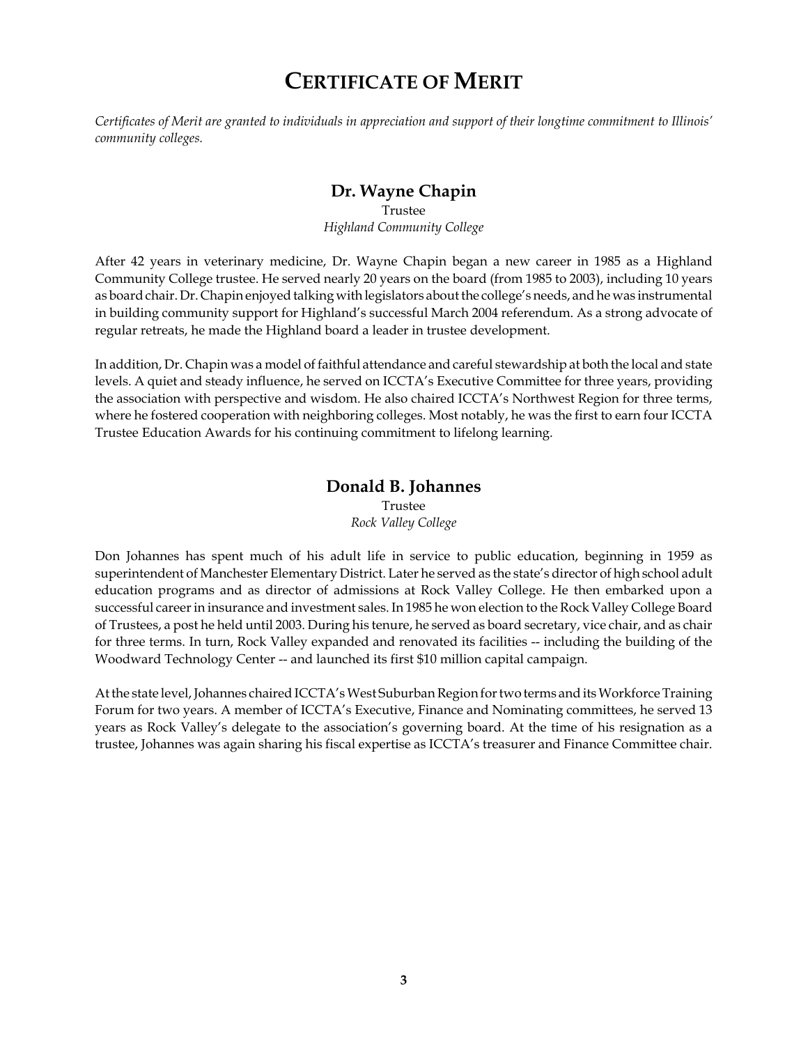# Certificate of Merit

*Certificates of Merit are granted to individuals in appreciation and support of their longtime commitment to Illinois' community colleges.*

## Dr. Wayne Chapin

Trustee
*Highland Community College*

After 42 years in veterinary medicine, Dr. Wayne Chapin began a new career in 1985 as a Highland Community College trustee. He served nearly 20 years on the board (from 1985 to 2003), including 10 years as board chair. Dr. Chapin enjoyed talking with legislators about the college's needs, and he was instrumental in building community support for Highland's successful March 2004 referendum. As a strong advocate of regular retreats, he made the Highland board a leader in trustee development.

In addition, Dr. Chapin was a model of faithful attendance and careful stewardship at both the local and state levels. A quiet and steady influence, he served on ICCTA's Executive Committee for three years, providing the association with perspective and wisdom. He also chaired ICCTA's Northwest Region for three terms, where he fostered cooperation with neighboring colleges. Most notably, he was the first to earn four ICCTA Trustee Education Awards for his continuing commitment to lifelong learning.

## Donald B. Johannes

Trustee
*Rock Valley College*

Don Johannes has spent much of his adult life in service to public education, beginning in 1959 as superintendent of Manchester Elementary District. Later he served as the state's director of high school adult education programs and as director of admissions at Rock Valley College. He then embarked upon a successful career in insurance and investment sales. In 1985 he won election to the Rock Valley College Board of Trustees, a post he held until 2003. During his tenure, he served as board secretary, vice chair, and as chair for three terms. In turn, Rock Valley expanded and renovated its facilities -- including the building of the Woodward Technology Center -- and launched its first $10 million capital campaign.

At the state level, Johannes chaired ICCTA's West Suburban Region for two terms and its Workforce Training Forum for two years. A member of ICCTA's Executive, Finance and Nominating committees, he served 13 years as Rock Valley's delegate to the association's governing board. At the time of his resignation as a trustee, Johannes was again sharing his fiscal expertise as ICCTA's treasurer and Finance Committee chair.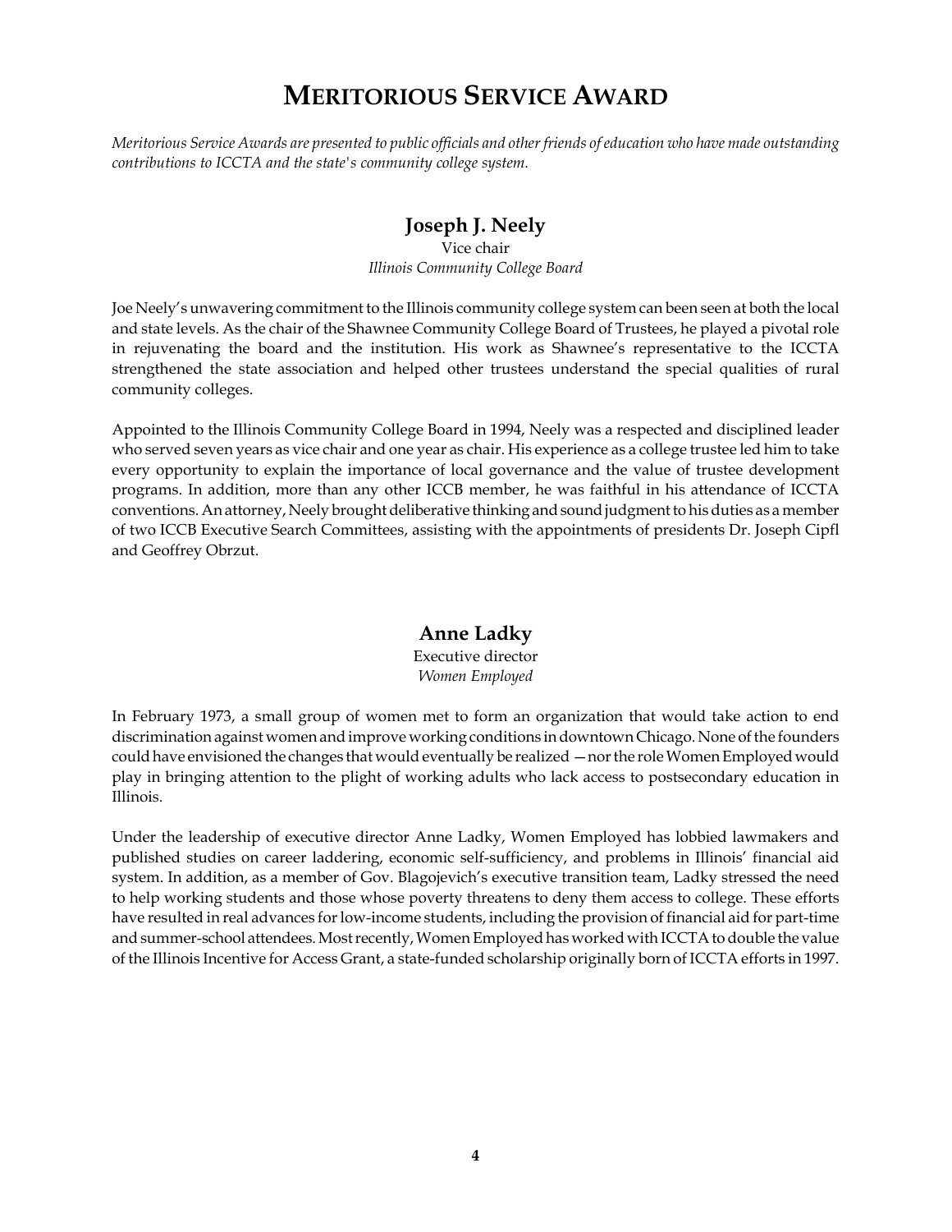# Meritorious Service Award

*Meritorious Service Awards are presented to public officials and other friends of education who have made outstanding contributions to ICCTA and the state's community college system.*

## Joseph J. Neely

Vice chair
*Illinois Community College Board*

Joe Neely's unwavering commitment to the Illinois community college system can been seen at both the local and state levels. As the chair of the Shawnee Community College Board of Trustees, he played a pivotal role in rejuvenating the board and the institution. His work as Shawnee's representative to the ICCTA strengthened the state association and helped other trustees understand the special qualities of rural community colleges.

Appointed to the Illinois Community College Board in 1994, Neely was a respected and disciplined leader who served seven years as vice chair and one year as chair. His experience as a college trustee led him to take every opportunity to explain the importance of local governance and the value of trustee development programs. In addition, more than any other ICCB member, he was faithful in his attendance of ICCTA conventions. An attorney, Neely brought deliberative thinking and sound judgment to his duties as a member of two ICCB Executive Search Committees, assisting with the appointments of presidents Dr. Joseph Cipfl and Geoffrey Obrzut.

## Anne Ladky

Executive director
*Women Employed*

In February 1973, a small group of women met to form an organization that would take action to end discrimination against women and improve working conditions in downtown Chicago. None of the founders could have envisioned the changes that would eventually be realized —nor the role Women Employed would play in bringing attention to the plight of working adults who lack access to postsecondary education in Illinois.

Under the leadership of executive director Anne Ladky, Women Employed has lobbied lawmakers and published studies on career laddering, economic self-sufficiency, and problems in Illinois' financial aid system. In addition, as a member of Gov. Blagojevich's executive transition team, Ladky stressed the need to help working students and those whose poverty threatens to deny them access to college. These efforts have resulted in real advances for low-income students, including the provision of financial aid for part-time and summer-school attendees. Most recently, Women Employed has worked with ICCTA to double the value of the Illinois Incentive for Access Grant, a state-funded scholarship originally born of ICCTA efforts in 1997.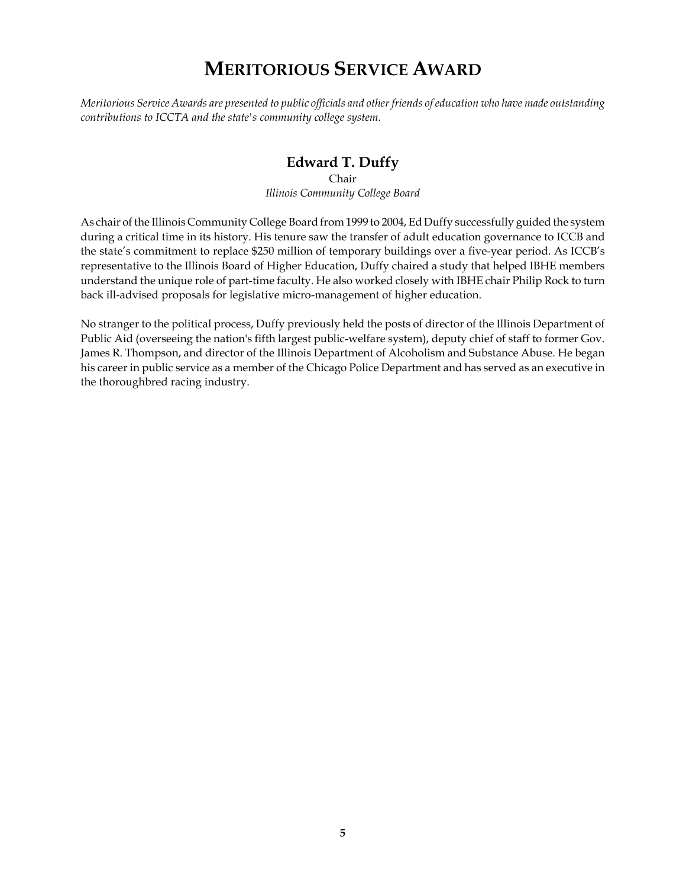# Meritorious Service Award

*Meritorious Service Awards are presented to public officials and other friends of education who have made outstanding contributions to ICCTA and the state's community college system.*

## Edward T. Duffy

Chair

*Illinois Community College Board*

As chair of the Illinois Community College Board from 1999 to 2004, Ed Duffy successfully guided the system during a critical time in its history. His tenure saw the transfer of adult education governance to ICCB and the state's commitment to replace $250 million of temporary buildings over a five-year period. As ICCB's representative to the Illinois Board of Higher Education, Duffy chaired a study that helped IBHE members understand the unique role of part-time faculty. He also worked closely with IBHE chair Philip Rock to turn back ill-advised proposals for legislative micro-management of higher education.

No stranger to the political process, Duffy previously held the posts of director of the Illinois Department of Public Aid (overseeing the nation's fifth largest public-welfare system), deputy chief of staff to former Gov. James R. Thompson, and director of the Illinois Department of Alcoholism and Substance Abuse. He began his career in public service as a member of the Chicago Police Department and has served as an executive in the thoroughbred racing industry.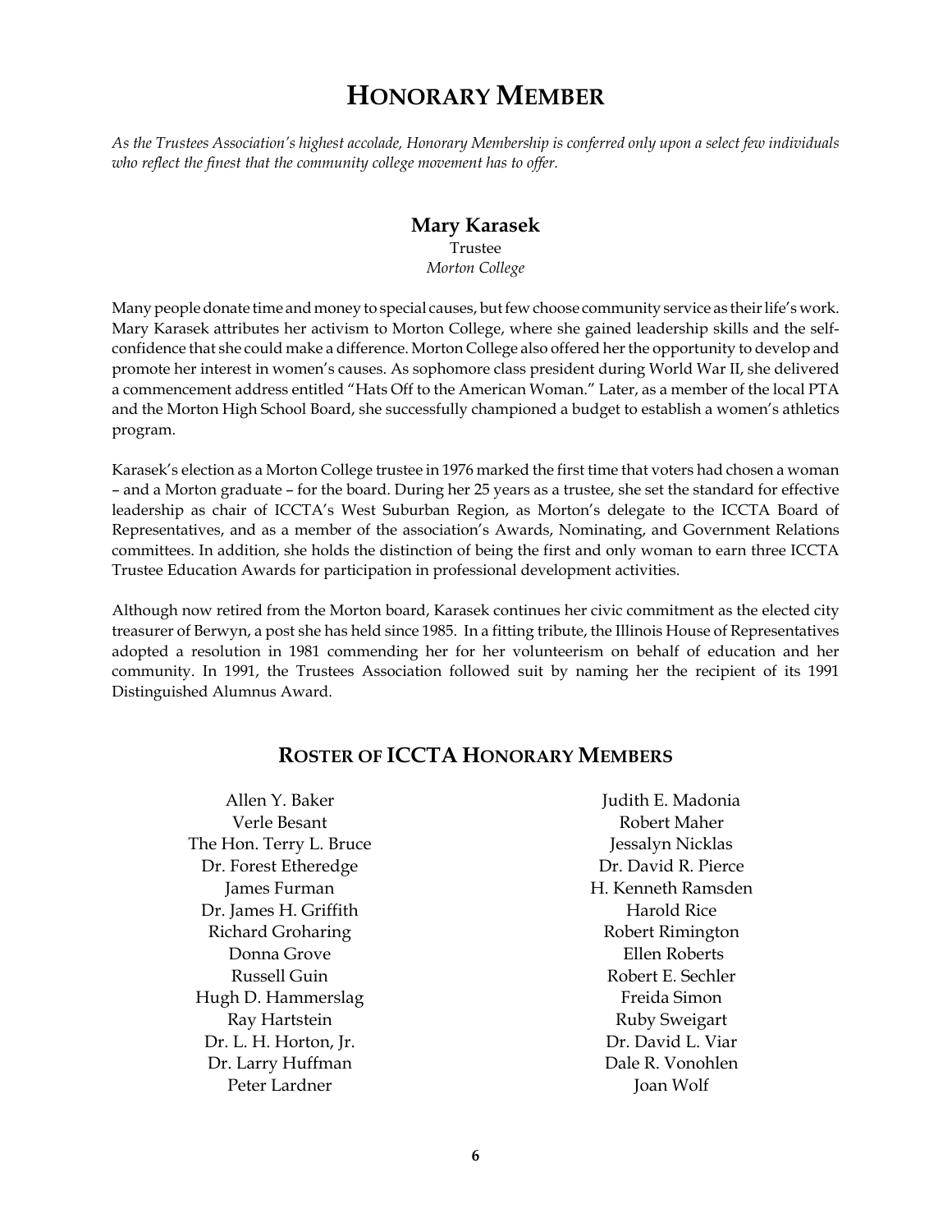# HONORARY MEMBER

*As the Trustees Association's highest accolade, Honorary Membership is conferred only upon a select few individuals who reflect the finest that the community college movement has to offer.*

**Mary Karasek**
Trustee
*Morton College*

Many people donate time and money to special causes, but few choose community service as their life's work. Mary Karasek attributes her activism to Morton College, where she gained leadership skills and the self-confidence that she could make a difference. Morton College also offered her the opportunity to develop and promote her interest in women's causes. As sophomore class president during World War II, she delivered a commencement address entitled "Hats Off to the American Woman." Later, as a member of the local PTA and the Morton High School Board, she successfully championed a budget to establish a women's athletics program.

Karasek's election as a Morton College trustee in 1976 marked the first time that voters had chosen a woman – and a Morton graduate – for the board. During her 25 years as a trustee, she set the standard for effective leadership as chair of ICCTA's West Suburban Region, as Morton's delegate to the ICCTA Board of Representatives, and as a member of the association's Awards, Nominating, and Government Relations committees. In addition, she holds the distinction of being the first and only woman to earn three ICCTA Trustee Education Awards for participation in professional development activities.

Although now retired from the Morton board, Karasek continues her civic commitment as the elected city treasurer of Berwyn, a post she has held since 1985. In a fitting tribute, the Illinois House of Representatives adopted a resolution in 1981 commending her for her volunteerism on behalf of education and her community. In 1991, the Trustees Association followed suit by naming her the recipient of its 1991 Distinguished Alumnus Award.

## ROSTER OF ICCTA HONORARY MEMBERS

Allen Y. Baker
Verle Besant
The Hon. Terry L. Bruce
Dr. Forest Etheredge
James Furman
Dr. James H. Griffith
Richard Groharing
Donna Grove
Russell Guin
Hugh D. Hammerslag
Ray Hartstein
Dr. L. H. Horton, Jr.
Dr. Larry Huffman
Peter Lardner
Judith E. Madonia
Robert Maher
Jessalyn Nicklas
Dr. David R. Pierce
H. Kenneth Ramsden
Harold Rice
Robert Rimington
Ellen Roberts
Robert E. Sechler
Freida Simon
Ruby Sweigart
Dr. David L. Viar
Dale R. Vonohlen
Joan Wolf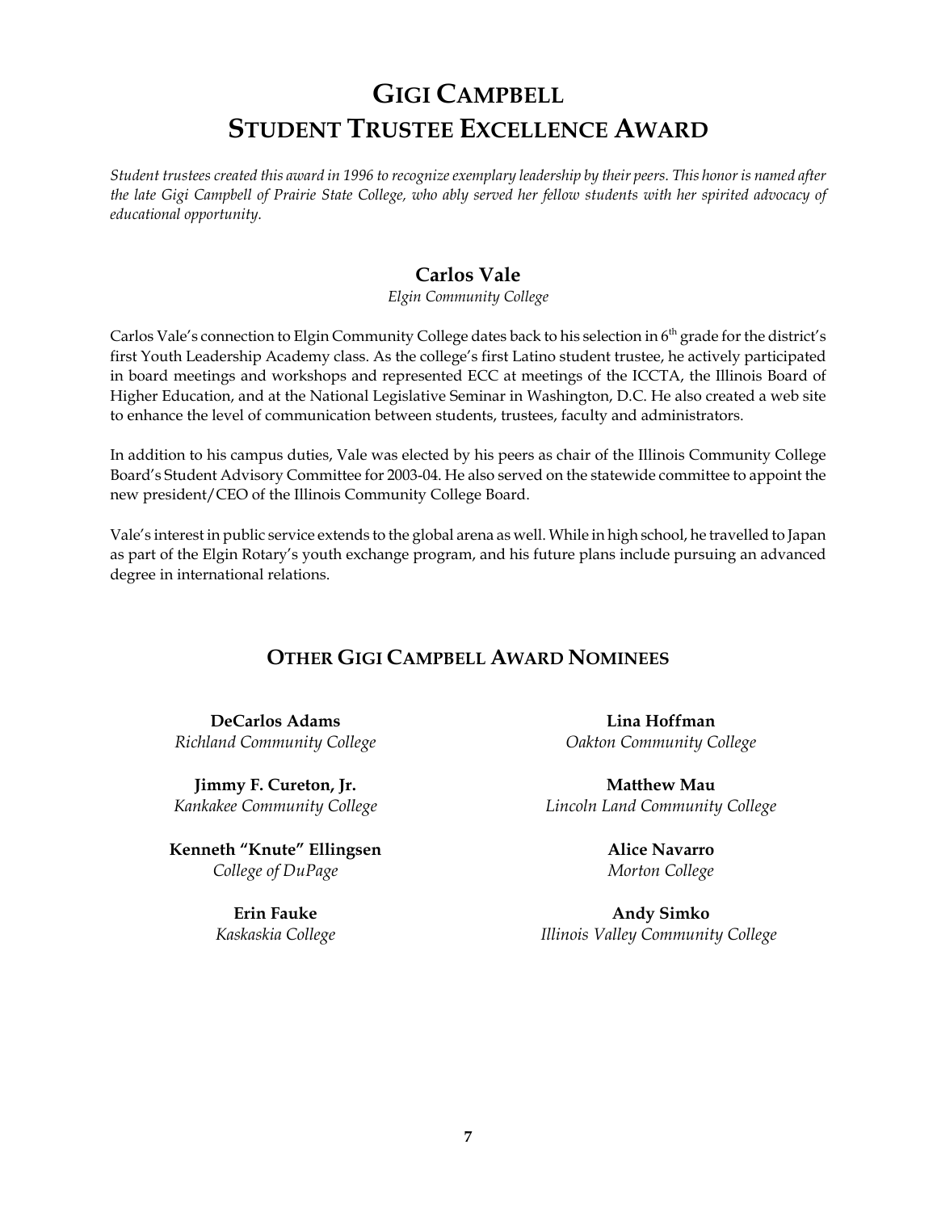# Gigi Campbell Student Trustee Excellence Award

*Student trustees created this award in 1996 to recognize exemplary leadership by their peers. This honor is named after the late Gigi Campbell of Prairie State College, who ably served her fellow students with her spirited advocacy of educational opportunity.*

## Carlos Vale

*Elgin Community College*

Carlos Vale's connection to Elgin Community College dates back to his selection in 6th grade for the district's first Youth Leadership Academy class. As the college's first Latino student trustee, he actively participated in board meetings and workshops and represented ECC at meetings of the ICCTA, the Illinois Board of Higher Education, and at the National Legislative Seminar in Washington, D.C. He also created a web site to enhance the level of communication between students, trustees, faculty and administrators.

In addition to his campus duties, Vale was elected by his peers as chair of the Illinois Community College Board's Student Advisory Committee for 2003-04. He also served on the statewide committee to appoint the new president/CEO of the Illinois Community College Board.

Vale's interest in public service extends to the global arena as well. While in high school, he travelled to Japan as part of the Elgin Rotary's youth exchange program, and his future plans include pursuing an advanced degree in international relations.

## Other Gigi Campbell Award Nominees

**DeCarlos Adams**
*Richland Community College*

**Jimmy F. Cureton, Jr.**
*Kankakee Community College*

**Kenneth "Knute" Ellingsen**
*College of DuPage*

**Erin Fauke**
*Kaskaskia College*

**Lina Hoffman**
*Oakton Community College*

**Matthew Mau**
*Lincoln Land Community College*

**Alice Navarro**
*Morton College*

**Andy Simko**
*Illinois Valley Community College*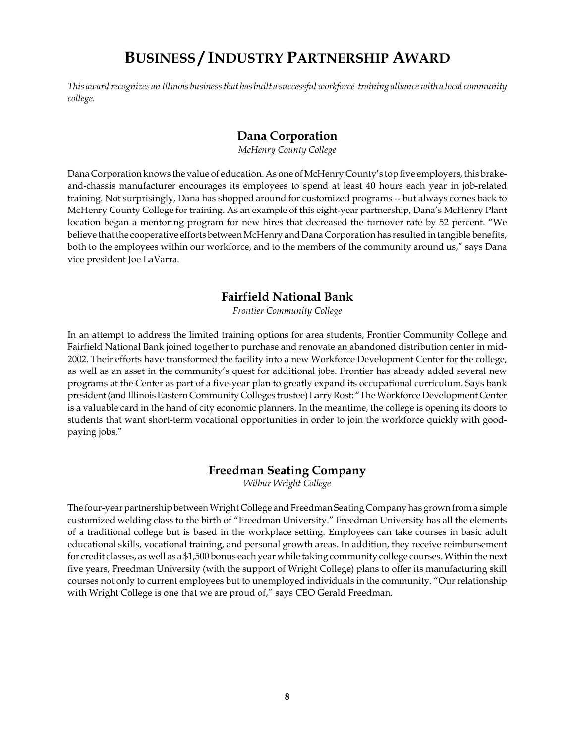# Business / Industry Partnership Award

*This award recognizes an Illinois business that has built a successful workforce-training alliance with a local community college.*

## Dana Corporation

*McHenry County College*

Dana Corporation knows the value of education. As one of McHenry County's top five employers, this brake-and-chassis manufacturer encourages its employees to spend at least 40 hours each year in job-related training. Not surprisingly, Dana has shopped around for customized programs -- but always comes back to McHenry County College for training. As an example of this eight-year partnership, Dana's McHenry Plant location began a mentoring program for new hires that decreased the turnover rate by 52 percent. "We believe that the cooperative efforts between McHenry and Dana Corporation has resulted in tangible benefits, both to the employees within our workforce, and to the members of the community around us," says Dana vice president Joe LaVarra.

## Fairfield National Bank

*Frontier Community College*

In an attempt to address the limited training options for area students, Frontier Community College and Fairfield National Bank joined together to purchase and renovate an abandoned distribution center in mid-2002. Their efforts have transformed the facility into a new Workforce Development Center for the college, as well as an asset in the community's quest for additional jobs. Frontier has already added several new programs at the Center as part of a five-year plan to greatly expand its occupational curriculum. Says bank president (and Illinois Eastern Community Colleges trustee) Larry Rost: "The Workforce Development Center is a valuable card in the hand of city economic planners. In the meantime, the college is opening its doors to students that want short-term vocational opportunities in order to join the workforce quickly with good-paying jobs."

## Freedman Seating Company

*Wilbur Wright College*

The four-year partnership between Wright College and Freedman Seating Company has grown from a simple customized welding class to the birth of "Freedman University." Freedman University has all the elements of a traditional college but is based in the workplace setting. Employees can take courses in basic adult educational skills, vocational training, and personal growth areas. In addition, they receive reimbursement for credit classes, as well as a $1,500 bonus each year while taking community college courses. Within the next five years, Freedman University (with the support of Wright College) plans to offer its manufacturing skill courses not only to current employees but to unemployed individuals in the community. "Our relationship with Wright College is one that we are proud of," says CEO Gerald Freedman.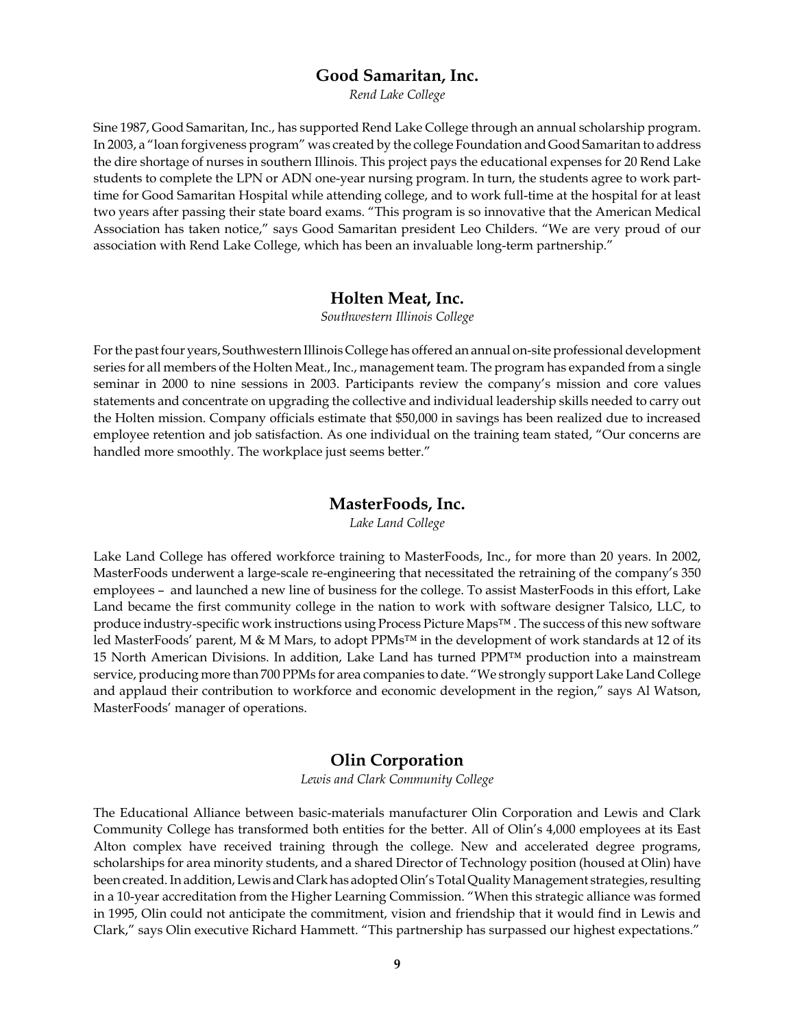## Good Samaritan, Inc.

*Rend Lake College*

Sine 1987, Good Samaritan, Inc., has supported Rend Lake College through an annual scholarship program. In 2003, a "loan forgiveness program" was created by the college Foundation and Good Samaritan to address the dire shortage of nurses in southern Illinois. This project pays the educational expenses for 20 Rend Lake students to complete the LPN or ADN one-year nursing program. In turn, the students agree to work part-time for Good Samaritan Hospital while attending college, and to work full-time at the hospital for at least two years after passing their state board exams. "This program is so innovative that the American Medical Association has taken notice," says Good Samaritan president Leo Childers. "We are very proud of our association with Rend Lake College, which has been an invaluable long-term partnership."

## Holten Meat, Inc.

*Southwestern Illinois College*

For the past four years, Southwestern Illinois College has offered an annual on-site professional development series for all members of the Holten Meat., Inc., management team. The program has expanded from a single seminar in 2000 to nine sessions in 2003. Participants review the company's mission and core values statements and concentrate on upgrading the collective and individual leadership skills needed to carry out the Holten mission. Company officials estimate that $50,000 in savings has been realized due to increased employee retention and job satisfaction. As one individual on the training team stated, "Our concerns are handled more smoothly. The workplace just seems better."

## MasterFoods, Inc.

*Lake Land College*

Lake Land College has offered workforce training to MasterFoods, Inc., for more than 20 years. In 2002, MasterFoods underwent a large-scale re-engineering that necessitated the retraining of the company's 350 employees – and launched a new line of business for the college. To assist MasterFoods in this effort, Lake Land became the first community college in the nation to work with software designer Talsico, LLC, to produce industry-specific work instructions using Process Picture Maps™ . The success of this new software led MasterFoods' parent, M & M Mars, to adopt PPMs™ in the development of work standards at 12 of its 15 North American Divisions. In addition, Lake Land has turned PPM™ production into a mainstream service, producing more than 700 PPMs for area companies to date. "We strongly support Lake Land College and applaud their contribution to workforce and economic development in the region," says Al Watson, MasterFoods' manager of operations.

## Olin Corporation

*Lewis and Clark Community College*

The Educational Alliance between basic-materials manufacturer Olin Corporation and Lewis and Clark Community College has transformed both entities for the better. All of Olin's 4,000 employees at its East Alton complex have received training through the college. New and accelerated degree programs, scholarships for area minority students, and a shared Director of Technology position (housed at Olin) have been created. In addition, Lewis and Clark has adopted Olin's Total Quality Management strategies, resulting in a 10-year accreditation from the Higher Learning Commission. "When this strategic alliance was formed in 1995, Olin could not anticipate the commitment, vision and friendship that it would find in Lewis and Clark," says Olin executive Richard Hammett. "This partnership has surpassed our highest expectations."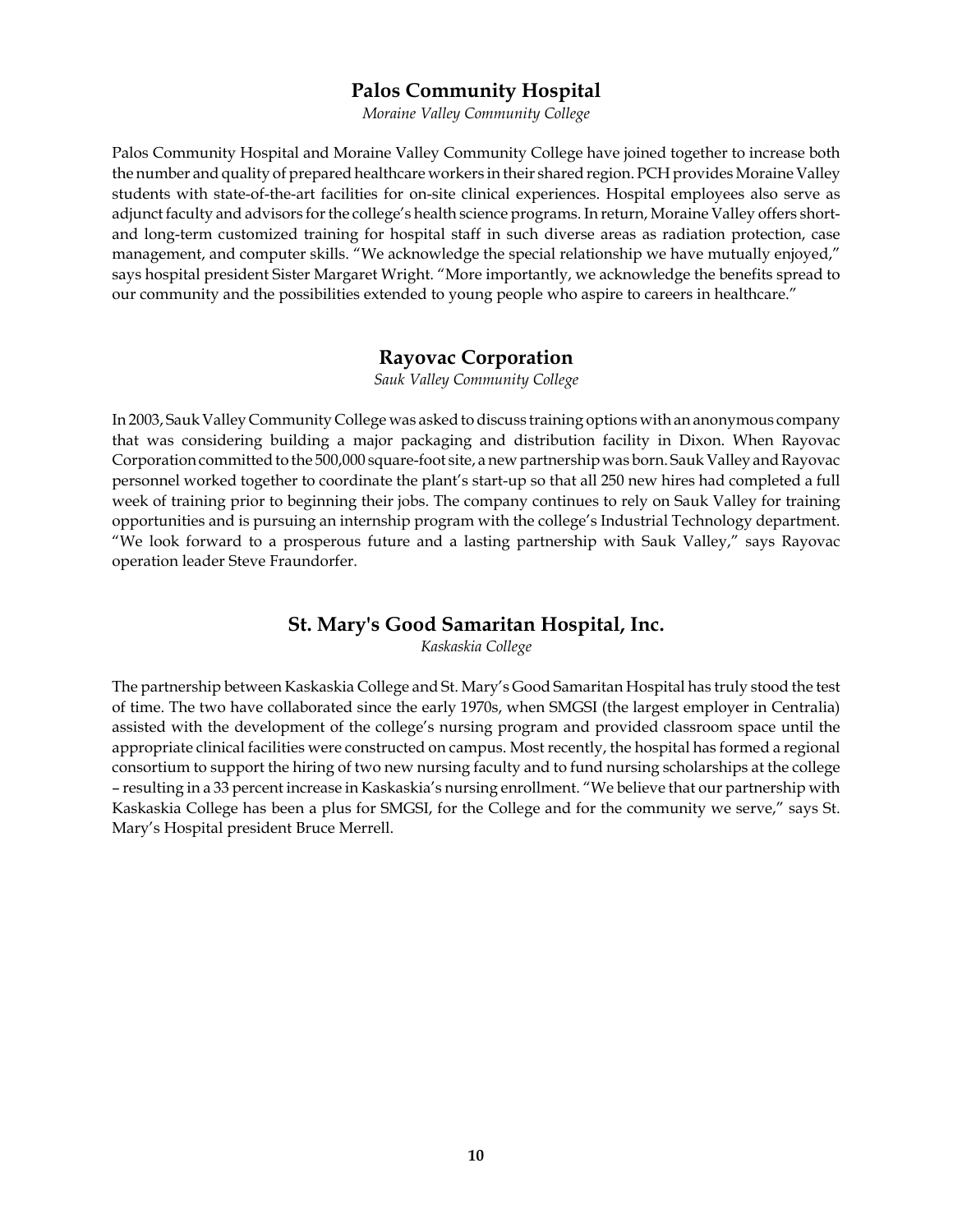## Palos Community Hospital

*Moraine Valley Community College*

Palos Community Hospital and Moraine Valley Community College have joined together to increase both the number and quality of prepared healthcare workers in their shared region. PCH provides Moraine Valley students with state-of-the-art facilities for on-site clinical experiences. Hospital employees also serve as adjunct faculty and advisors for the college's health science programs. In return, Moraine Valley offers short- and long-term customized training for hospital staff in such diverse areas as radiation protection, case management, and computer skills. "We acknowledge the special relationship we have mutually enjoyed," says hospital president Sister Margaret Wright. "More importantly, we acknowledge the benefits spread to our community and the possibilities extended to young people who aspire to careers in healthcare."

## Rayovac Corporation

*Sauk Valley Community College*

In 2003, Sauk Valley Community College was asked to discuss training options with an anonymous company that was considering building a major packaging and distribution facility in Dixon. When Rayovac Corporation committed to the 500,000 square-foot site, a new partnership was born. Sauk Valley and Rayovac personnel worked together to coordinate the plant's start-up so that all 250 new hires had completed a full week of training prior to beginning their jobs. The company continues to rely on Sauk Valley for training opportunities and is pursuing an internship program with the college's Industrial Technology department. "We look forward to a prosperous future and a lasting partnership with Sauk Valley," says Rayovac operation leader Steve Fraundorfer.

## St. Mary's Good Samaritan Hospital, Inc.

*Kaskaskia College*

The partnership between Kaskaskia College and St. Mary's Good Samaritan Hospital has truly stood the test of time. The two have collaborated since the early 1970s, when SMGSI (the largest employer in Centralia) assisted with the development of the college's nursing program and provided classroom space until the appropriate clinical facilities were constructed on campus. Most recently, the hospital has formed a regional consortium to support the hiring of two new nursing faculty and to fund nursing scholarships at the college – resulting in a 33 percent increase in Kaskaskia's nursing enrollment. "We believe that our partnership with Kaskaskia College has been a plus for SMGSI, for the College and for the community we serve," says St. Mary's Hospital president Bruce Merrell.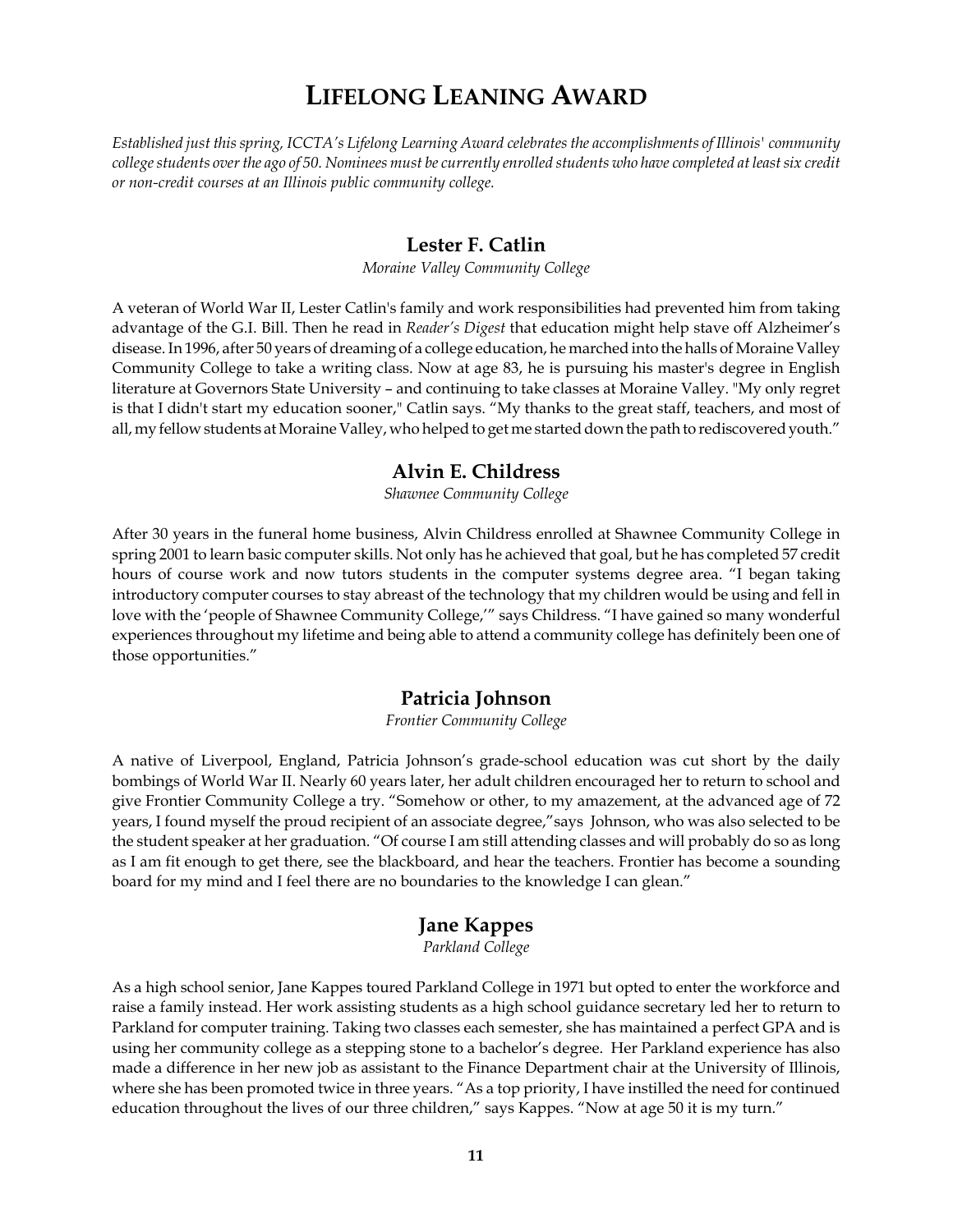# Lifelong Leaning Award

*Established just this spring, ICCTA's Lifelong Learning Award celebrates the accomplishments of Illinois' community college students over the ago of 50. Nominees must be currently enrolled students who have completed at least six credit or non-credit courses at an Illinois public community college.*

## Lester F. Catlin

*Moraine Valley Community College*

A veteran of World War II, Lester Catlin's family and work responsibilities had prevented him from taking advantage of the G.I. Bill. Then he read in *Reader's Digest* that education might help stave off Alzheimer's disease. In 1996, after 50 years of dreaming of a college education, he marched into the halls of Moraine Valley Community College to take a writing class. Now at age 83, he is pursuing his master's degree in English literature at Governors State University – and continuing to take classes at Moraine Valley. "My only regret is that I didn't start my education sooner," Catlin says. "My thanks to the great staff, teachers, and most of all, my fellow students at Moraine Valley, who helped to get me started down the path to rediscovered youth."

## Alvin E. Childress

*Shawnee Community College*

After 30 years in the funeral home business, Alvin Childress enrolled at Shawnee Community College in spring 2001 to learn basic computer skills. Not only has he achieved that goal, but he has completed 57 credit hours of course work and now tutors students in the computer systems degree area. "I began taking introductory computer courses to stay abreast of the technology that my children would be using and fell in love with the 'people of Shawnee Community College,'" says Childress. "I have gained so many wonderful experiences throughout my lifetime and being able to attend a community college has definitely been one of those opportunities."

## Patricia Johnson

*Frontier Community College*

A native of Liverpool, England, Patricia Johnson's grade-school education was cut short by the daily bombings of World War II. Nearly 60 years later, her adult children encouraged her to return to school and give Frontier Community College a try. "Somehow or other, to my amazement, at the advanced age of 72 years, I found myself the proud recipient of an associate degree,"says Johnson, who was also selected to be the student speaker at her graduation. "Of course I am still attending classes and will probably do so as long as I am fit enough to get there, see the blackboard, and hear the teachers. Frontier has become a sounding board for my mind and I feel there are no boundaries to the knowledge I can glean."

## Jane Kappes

*Parkland College*

As a high school senior, Jane Kappes toured Parkland College in 1971 but opted to enter the workforce and raise a family instead. Her work assisting students as a high school guidance secretary led her to return to Parkland for computer training. Taking two classes each semester, she has maintained a perfect GPA and is using her community college as a stepping stone to a bachelor's degree. Her Parkland experience has also made a difference in her new job as assistant to the Finance Department chair at the University of Illinois, where she has been promoted twice in three years. "As a top priority, I have instilled the need for continued education throughout the lives of our three children," says Kappes. "Now at age 50 it is my turn."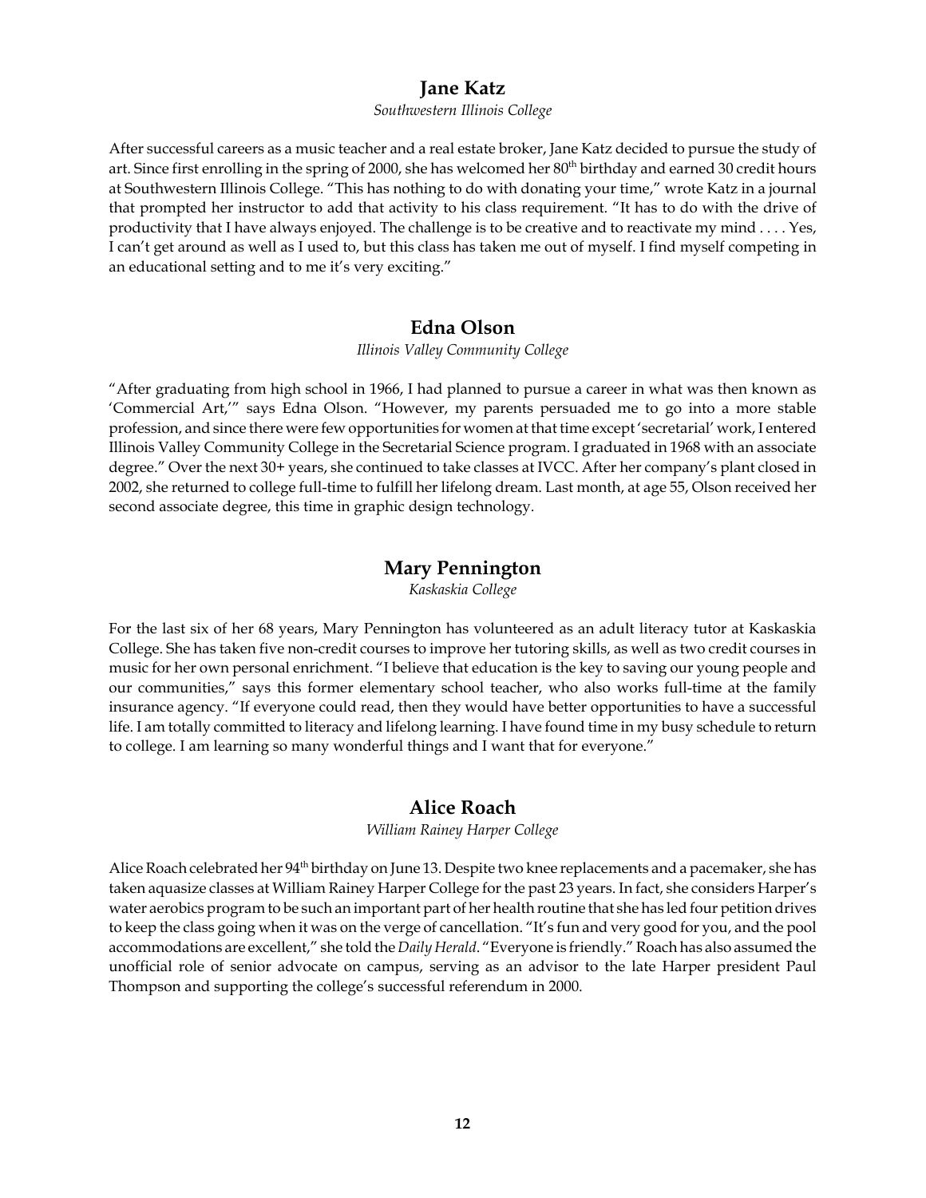## Jane Katz

*Southwestern Illinois College*

After successful careers as a music teacher and a real estate broker, Jane Katz decided to pursue the study of art. Since first enrolling in the spring of 2000, she has welcomed her 80th birthday and earned 30 credit hours at Southwestern Illinois College. "This has nothing to do with donating your time," wrote Katz in a journal that prompted her instructor to add that activity to his class requirement. "It has to do with the drive of productivity that I have always enjoyed. The challenge is to be creative and to reactivate my mind . . . . Yes, I can't get around as well as I used to, but this class has taken me out of myself. I find myself competing in an educational setting and to me it's very exciting."

## Edna Olson

*Illinois Valley Community College*

"After graduating from high school in 1966, I had planned to pursue a career in what was then known as 'Commercial Art,'" says Edna Olson. "However, my parents persuaded me to go into a more stable profession, and since there were few opportunities for women at that time except 'secretarial' work, I entered Illinois Valley Community College in the Secretarial Science program. I graduated in 1968 with an associate degree." Over the next 30+ years, she continued to take classes at IVCC. After her company's plant closed in 2002, she returned to college full-time to fulfill her lifelong dream. Last month, at age 55, Olson received her second associate degree, this time in graphic design technology.

## Mary Pennington

*Kaskaskia College*

For the last six of her 68 years, Mary Pennington has volunteered as an adult literacy tutor at Kaskaskia College. She has taken five non-credit courses to improve her tutoring skills, as well as two credit courses in music for her own personal enrichment. "I believe that education is the key to saving our young people and our communities," says this former elementary school teacher, who also works full-time at the family insurance agency. "If everyone could read, then they would have better opportunities to have a successful life. I am totally committed to literacy and lifelong learning. I have found time in my busy schedule to return to college. I am learning so many wonderful things and I want that for everyone."

## Alice Roach

*William Rainey Harper College*

Alice Roach celebrated her 94th birthday on June 13. Despite two knee replacements and a pacemaker, she has taken aquasize classes at William Rainey Harper College for the past 23 years. In fact, she considers Harper's water aerobics program to be such an important part of her health routine that she has led four petition drives to keep the class going when it was on the verge of cancellation. "It's fun and very good for you, and the pool accommodations are excellent," she told the *Daily Herald*. "Everyone is friendly." Roach has also assumed the unofficial role of senior advocate on campus, serving as an advisor to the late Harper president Paul Thompson and supporting the college's successful referendum in 2000.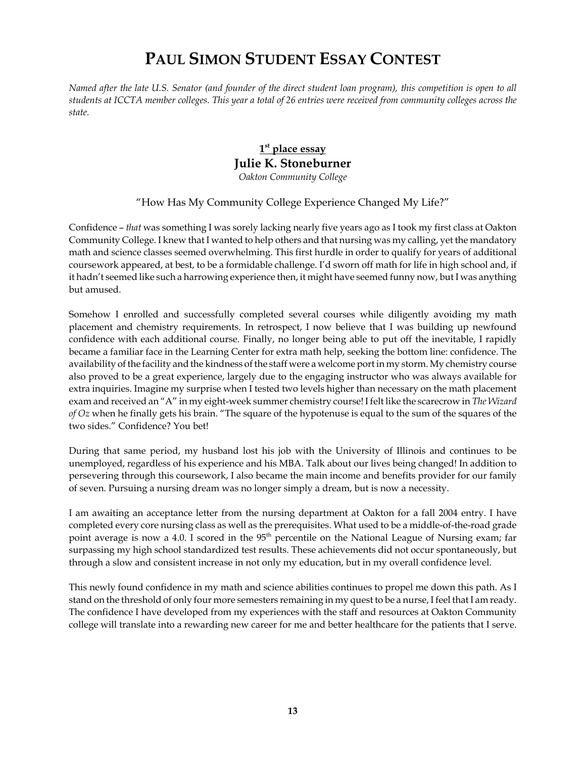# PAUL SIMON STUDENT ESSAY CONTEST

*Named after the late U.S. Senator (and founder of the direct student loan program), this competition is open to all students at ICCTA member colleges. This year a total of 26 entries were received from community colleges across the state.*

## 1st place essay

### Julie K. Stoneburner

*Oakton Community College*

"How Has My Community College Experience Changed My Life?"

Confidence – *that* was something I was sorely lacking nearly five years ago as I took my first class at Oakton Community College. I knew that I wanted to help others and that nursing was my calling, yet the mandatory math and science classes seemed overwhelming. This first hurdle in order to qualify for years of additional coursework appeared, at best, to be a formidable challenge. I'd sworn off math for life in high school and, if it hadn't seemed like such a harrowing experience then, it might have seemed funny now, but I was anything but amused.

Somehow I enrolled and successfully completed several courses while diligently avoiding my math placement and chemistry requirements. In retrospect, I now believe that I was building up newfound confidence with each additional course. Finally, no longer being able to put off the inevitable, I rapidly became a familiar face in the Learning Center for extra math help, seeking the bottom line: confidence. The availability of the facility and the kindness of the staff were a welcome port in my storm. My chemistry course also proved to be a great experience, largely due to the engaging instructor who was always available for extra inquiries. Imagine my surprise when I tested two levels higher than necessary on the math placement exam and received an "A" in my eight-week summer chemistry course! I felt like the scarecrow in *The Wizard of Oz* when he finally gets his brain. "The square of the hypotenuse is equal to the sum of the squares of the two sides." Confidence? You bet!

During that same period, my husband lost his job with the University of Illinois and continues to be unemployed, regardless of his experience and his MBA. Talk about our lives being changed! In addition to persevering through this coursework, I also became the main income and benefits provider for our family of seven. Pursuing a nursing dream was no longer simply a dream, but is now a necessity.

I am awaiting an acceptance letter from the nursing department at Oakton for a fall 2004 entry. I have completed every core nursing class as well as the prerequisites. What used to be a middle-of-the-road grade point average is now a 4.0. I scored in the 95th percentile on the National League of Nursing exam; far surpassing my high school standardized test results. These achievements did not occur spontaneously, but through a slow and consistent increase in not only my education, but in my overall confidence level.

This newly found confidence in my math and science abilities continues to propel me down this path. As I stand on the threshold of only four more semesters remaining in my quest to be a nurse, I feel that I am ready. The confidence I have developed from my experiences with the staff and resources at Oakton Community college will translate into a rewarding new career for me and better healthcare for the patients that I serve.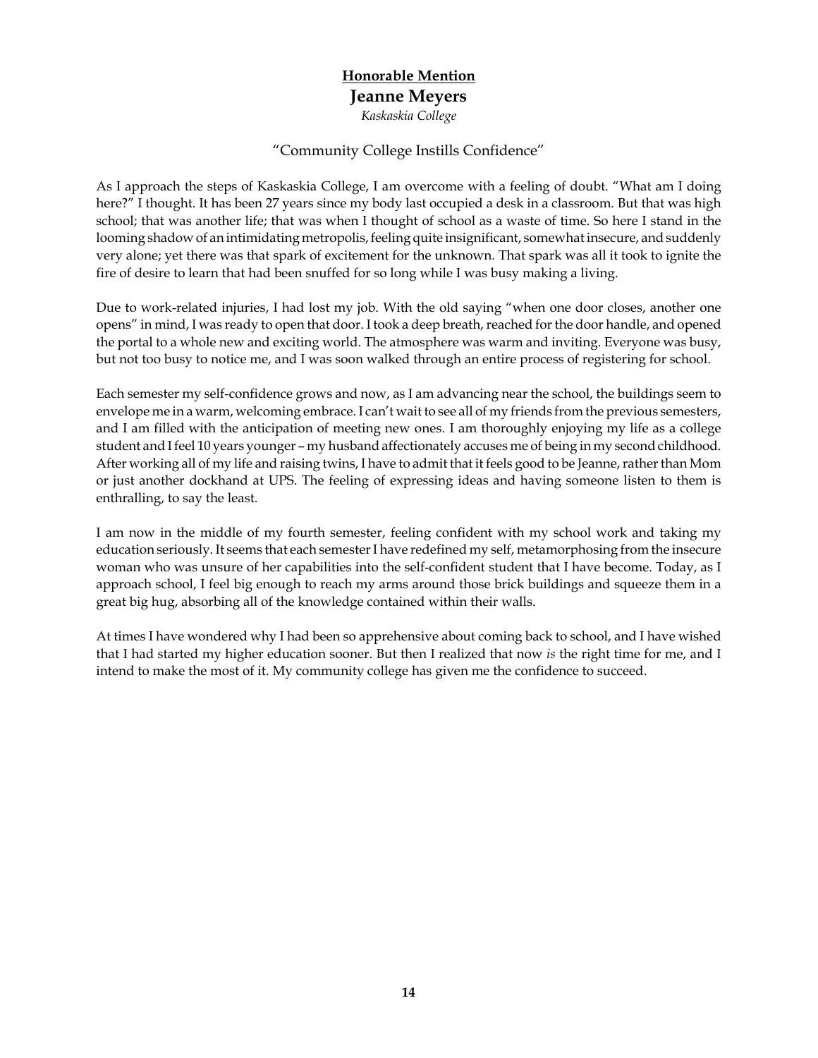**Honorable Mention**

## Jeanne Meyers

*Kaskaskia College*

"Community College Instills Confidence"

As I approach the steps of Kaskaskia College, I am overcome with a feeling of doubt. "What am I doing here?" I thought. It has been 27 years since my body last occupied a desk in a classroom. But that was high school; that was another life; that was when I thought of school as a waste of time. So here I stand in the looming shadow of an intimidating metropolis, feeling quite insignificant, somewhat insecure, and suddenly very alone; yet there was that spark of excitement for the unknown. That spark was all it took to ignite the fire of desire to learn that had been snuffed for so long while I was busy making a living.

Due to work-related injuries, I had lost my job. With the old saying "when one door closes, another one opens" in mind, I was ready to open that door. I took a deep breath, reached for the door handle, and opened the portal to a whole new and exciting world. The atmosphere was warm and inviting. Everyone was busy, but not too busy to notice me, and I was soon walked through an entire process of registering for school.

Each semester my self-confidence grows and now, as I am advancing near the school, the buildings seem to envelope me in a warm, welcoming embrace. I can't wait to see all of my friends from the previous semesters, and I am filled with the anticipation of meeting new ones. I am thoroughly enjoying my life as a college student and I feel 10 years younger – my husband affectionately accuses me of being in my second childhood. After working all of my life and raising twins, I have to admit that it feels good to be Jeanne, rather than Mom or just another dockhand at UPS. The feeling of expressing ideas and having someone listen to them is enthralling, to say the least.

I am now in the middle of my fourth semester, feeling confident with my school work and taking my education seriously. It seems that each semester I have redefined my self, metamorphosing from the insecure woman who was unsure of her capabilities into the self-confident student that I have become. Today, as I approach school, I feel big enough to reach my arms around those brick buildings and squeeze them in a great big hug, absorbing all of the knowledge contained within their walls.

At times I have wondered why I had been so apprehensive about coming back to school, and I have wished that I had started my higher education sooner. But then I realized that now *is* the right time for me, and I intend to make the most of it. My community college has given me the confidence to succeed.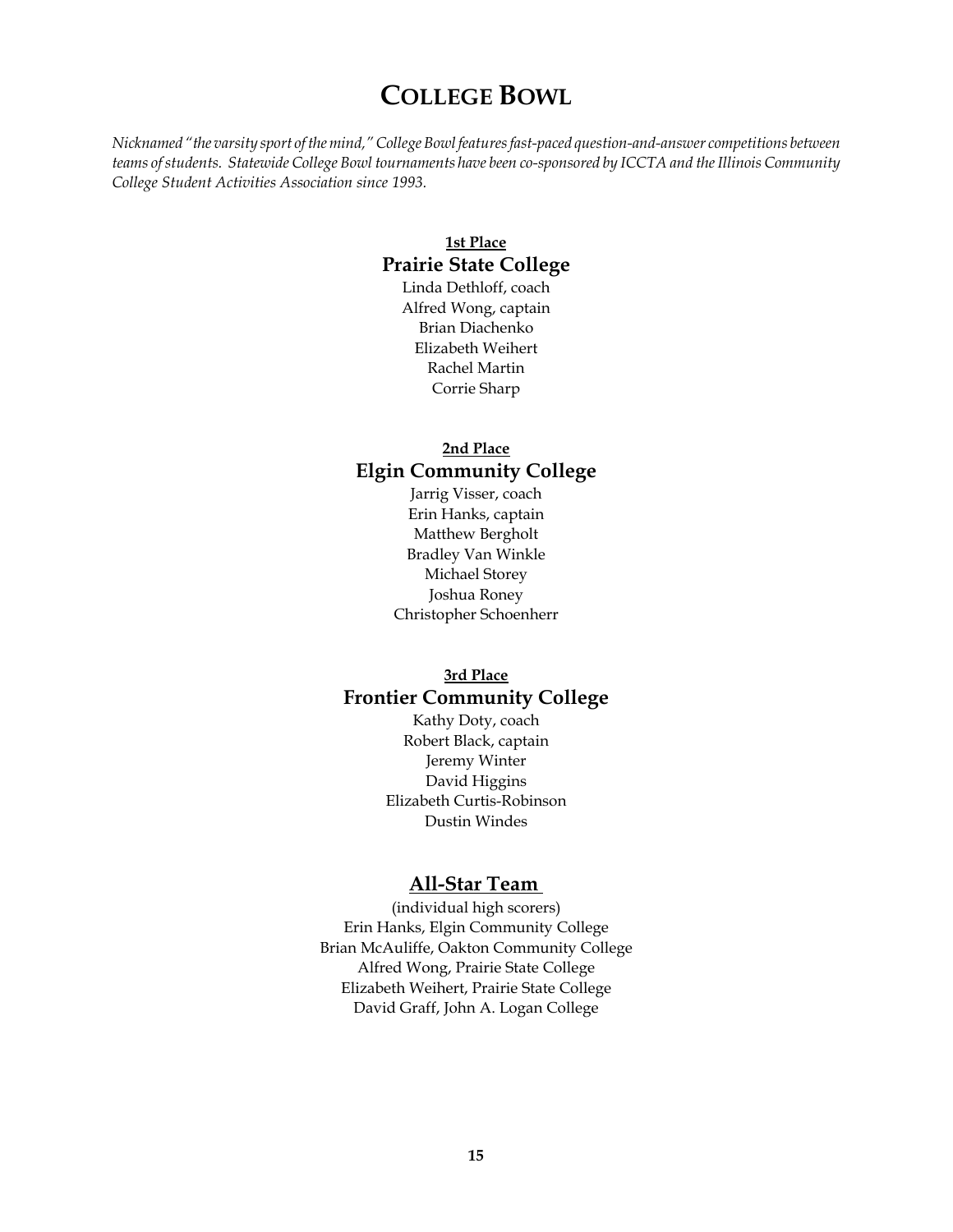# College Bowl

*Nicknamed "the varsity sport of the mind," College Bowl features fast-paced question-and-answer competitions between teams of students. Statewide College Bowl tournaments have been co-sponsored by ICCTA and the Illinois Community College Student Activities Association since 1993.*

**1st Place**

**Prairie State College**

Linda Dethloff, coach
Alfred Wong, captain
Brian Diachenko
Elizabeth Weihert
Rachel Martin
Corrie Sharp

**2nd Place**

**Elgin Community College**

Jarrig Visser, coach
Erin Hanks, captain
Matthew Bergholt
Bradley Van Winkle
Michael Storey
Joshua Roney
Christopher Schoenherr

**3rd Place**

**Frontier Community College**

Kathy Doty, coach
Robert Black, captain
Jeremy Winter
David Higgins
Elizabeth Curtis-Robinson
Dustin Windes

## All-Star Team

(individual high scorers)
Erin Hanks, Elgin Community College
Brian McAuliffe, Oakton Community College
Alfred Wong, Prairie State College
Elizabeth Weihert, Prairie State College
David Graff, John A. Logan College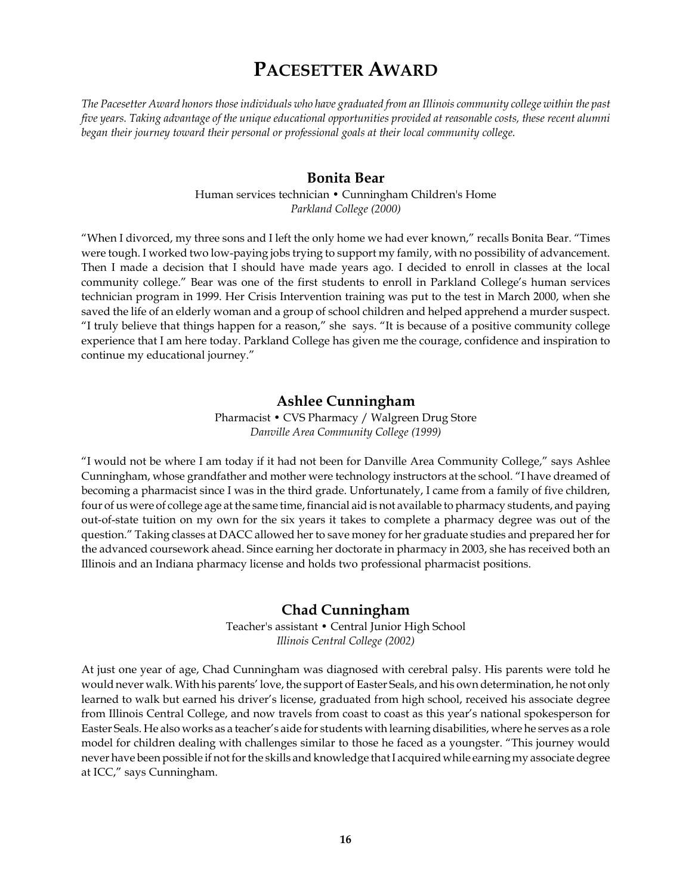# Pacesetter Award

*The Pacesetter Award honors those individuals who have graduated from an Illinois community college within the past five years. Taking advantage of the unique educational opportunities provided at reasonable costs, these recent alumni began their journey toward their personal or professional goals at their local community college.*

## Bonita Bear

Human services technician • Cunningham Children's Home
*Parkland College (2000)*

"When I divorced, my three sons and I left the only home we had ever known," recalls Bonita Bear. "Times were tough. I worked two low-paying jobs trying to support my family, with no possibility of advancement. Then I made a decision that I should have made years ago. I decided to enroll in classes at the local community college." Bear was one of the first students to enroll in Parkland College's human services technician program in 1999. Her Crisis Intervention training was put to the test in March 2000, when she saved the life of an elderly woman and a group of school children and helped apprehend a murder suspect. "I truly believe that things happen for a reason," she says. "It is because of a positive community college experience that I am here today. Parkland College has given me the courage, confidence and inspiration to continue my educational journey."

## Ashlee Cunningham

Pharmacist • CVS Pharmacy / Walgreen Drug Store
*Danville Area Community College (1999)*

"I would not be where I am today if it had not been for Danville Area Community College," says Ashlee Cunningham, whose grandfather and mother were technology instructors at the school. "I have dreamed of becoming a pharmacist since I was in the third grade. Unfortunately, I came from a family of five children, four of us were of college age at the same time, financial aid is not available to pharmacy students, and paying out-of-state tuition on my own for the six years it takes to complete a pharmacy degree was out of the question." Taking classes at DACC allowed her to save money for her graduate studies and prepared her for the advanced coursework ahead. Since earning her doctorate in pharmacy in 2003, she has received both an Illinois and an Indiana pharmacy license and holds two professional pharmacist positions.

## Chad Cunningham

Teacher's assistant • Central Junior High School
*Illinois Central College (2002)*

At just one year of age, Chad Cunningham was diagnosed with cerebral palsy. His parents were told he would never walk. With his parents' love, the support of Easter Seals, and his own determination, he not only learned to walk but earned his driver's license, graduated from high school, received his associate degree from Illinois Central College, and now travels from coast to coast as this year's national spokesperson for Easter Seals. He also works as a teacher's aide for students with learning disabilities, where he serves as a role model for children dealing with challenges similar to those he faced as a youngster. "This journey would never have been possible if not for the skills and knowledge that I acquired while earning my associate degree at ICC," says Cunningham.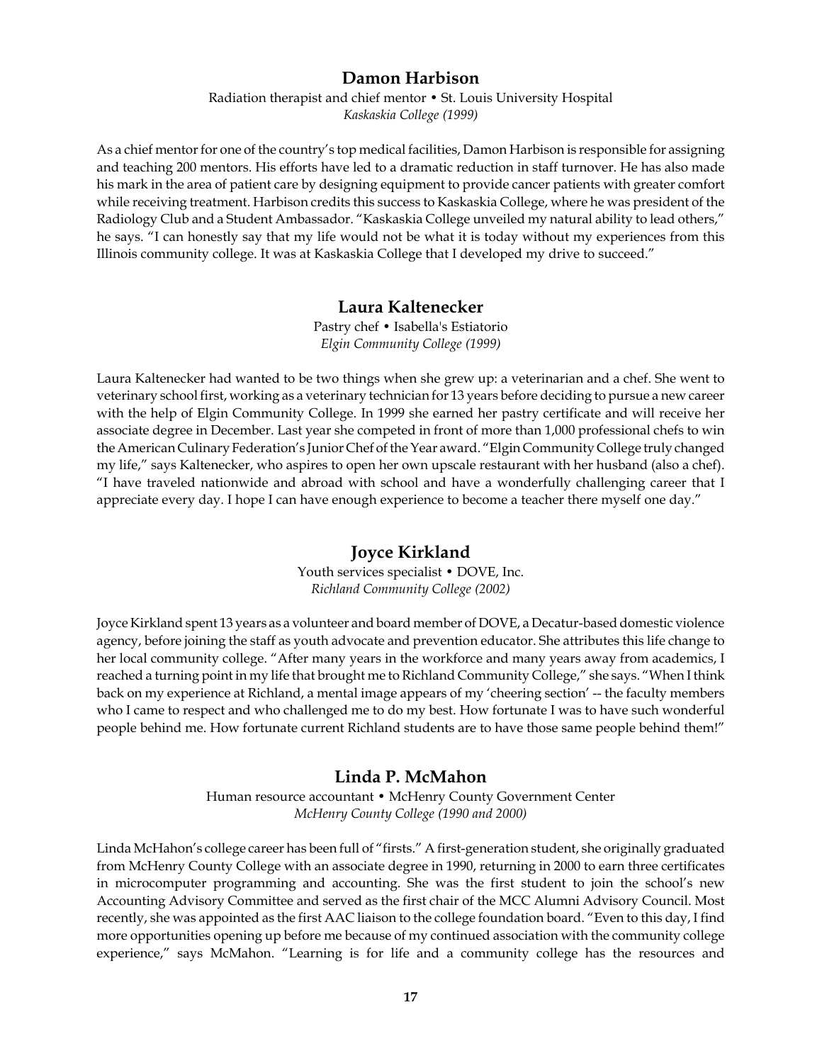## Damon Harbison

Radiation therapist and chief mentor • St. Louis University Hospital
*Kaskaskia College (1999)*

As a chief mentor for one of the country's top medical facilities, Damon Harbison is responsible for assigning and teaching 200 mentors. His efforts have led to a dramatic reduction in staff turnover. He has also made his mark in the area of patient care by designing equipment to provide cancer patients with greater comfort while receiving treatment. Harbison credits this success to Kaskaskia College, where he was president of the Radiology Club and a Student Ambassador. "Kaskaskia College unveiled my natural ability to lead others," he says. "I can honestly say that my life would not be what it is today without my experiences from this Illinois community college. It was at Kaskaskia College that I developed my drive to succeed."

## Laura Kaltenecker

Pastry chef • Isabella's Estiatorio
*Elgin Community College (1999)*

Laura Kaltenecker had wanted to be two things when she grew up: a veterinarian and a chef. She went to veterinary school first, working as a veterinary technician for 13 years before deciding to pursue a new career with the help of Elgin Community College. In 1999 she earned her pastry certificate and will receive her associate degree in December. Last year she competed in front of more than 1,000 professional chefs to win the American Culinary Federation's Junior Chef of the Year award. "Elgin Community College truly changed my life," says Kaltenecker, who aspires to open her own upscale restaurant with her husband (also a chef). "I have traveled nationwide and abroad with school and have a wonderfully challenging career that I appreciate every day. I hope I can have enough experience to become a teacher there myself one day."

## Joyce Kirkland

Youth services specialist • DOVE, Inc.
*Richland Community College (2002)*

Joyce Kirkland spent 13 years as a volunteer and board member of DOVE, a Decatur-based domestic violence agency, before joining the staff as youth advocate and prevention educator. She attributes this life change to her local community college. "After many years in the workforce and many years away from academics, I reached a turning point in my life that brought me to Richland Community College," she says. "When I think back on my experience at Richland, a mental image appears of my 'cheering section' -- the faculty members who I came to respect and who challenged me to do my best. How fortunate I was to have such wonderful people behind me. How fortunate current Richland students are to have those same people behind them!"

## Linda P. McMahon

Human resource accountant • McHenry County Government Center
*McHenry County College (1990 and 2000)*

Linda McHahon's college career has been full of "firsts." A first-generation student, she originally graduated from McHenry County College with an associate degree in 1990, returning in 2000 to earn three certificates in microcomputer programming and accounting. She was the first student to join the school's new Accounting Advisory Committee and served as the first chair of the MCC Alumni Advisory Council. Most recently, she was appointed as the first AAC liaison to the college foundation board. "Even to this day, I find more opportunities opening up before me because of my continued association with the community college experience," says McMahon. "Learning is for life and a community college has the resources and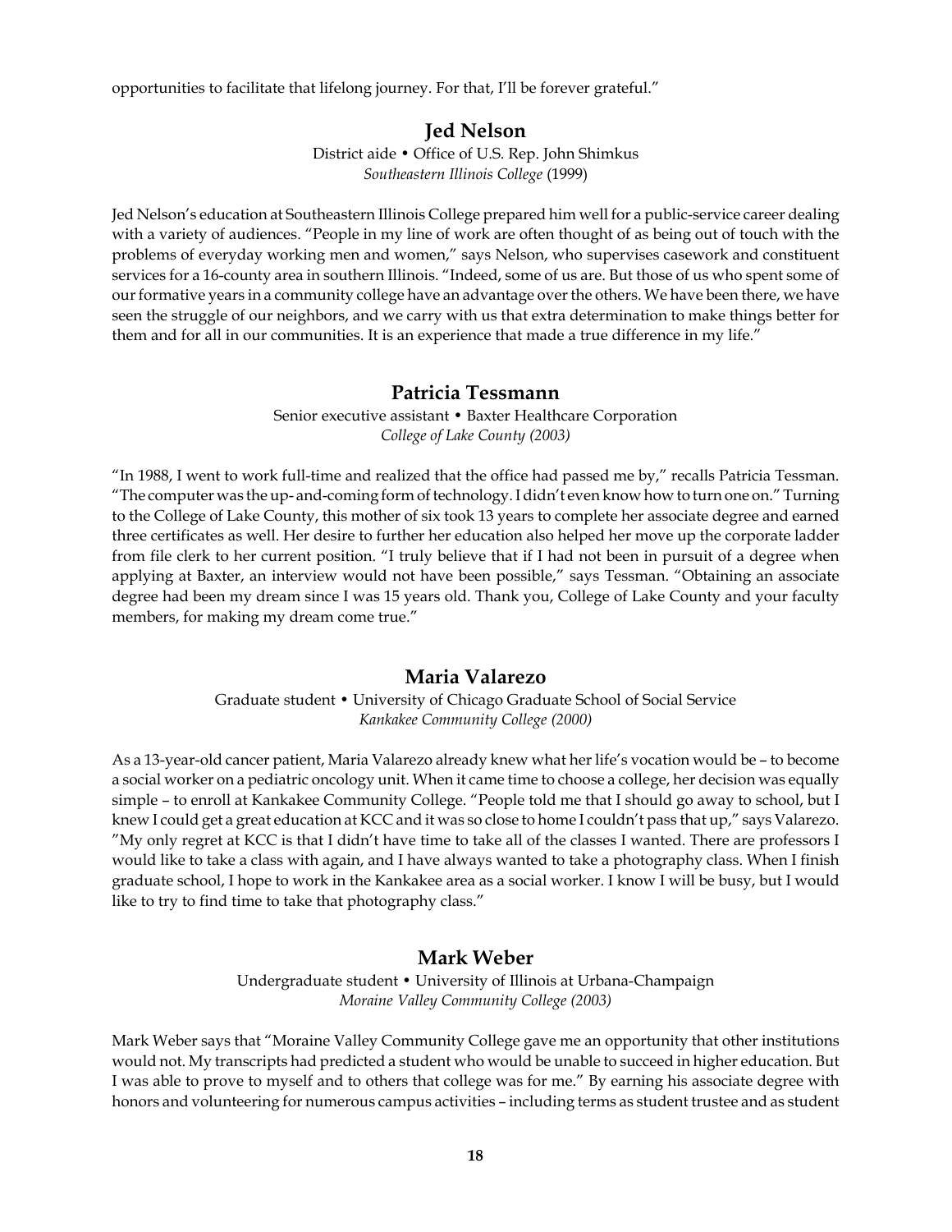opportunities to facilitate that lifelong journey. For that, I'll be forever grateful."

### Jed Nelson

District aide • Office of U.S. Rep. John Shimkus
*Southeastern Illinois College* (1999)

Jed Nelson's education at Southeastern Illinois College prepared him well for a public-service career dealing with a variety of audiences. "People in my line of work are often thought of as being out of touch with the problems of everyday working men and women," says Nelson, who supervises casework and constituent services for a 16-county area in southern Illinois. "Indeed, some of us are. But those of us who spent some of our formative years in a community college have an advantage over the others. We have been there, we have seen the struggle of our neighbors, and we carry with us that extra determination to make things better for them and for all in our communities. It is an experience that made a true difference in my life."

### Patricia Tessmann

Senior executive assistant • Baxter Healthcare Corporation
*College of Lake County (2003)*

"In 1988, I went to work full-time and realized that the office had passed me by," recalls Patricia Tessman. "The computer was the up- and-coming form of technology. I didn't even know how to turn one on." Turning to the College of Lake County, this mother of six took 13 years to complete her associate degree and earned three certificates as well. Her desire to further her education also helped her move up the corporate ladder from file clerk to her current position. "I truly believe that if I had not been in pursuit of a degree when applying at Baxter, an interview would not have been possible," says Tessman. "Obtaining an associate degree had been my dream since I was 15 years old. Thank you, College of Lake County and your faculty members, for making my dream come true."

### Maria Valarezo

Graduate student • University of Chicago Graduate School of Social Service
*Kankakee Community College (2000)*

As a 13-year-old cancer patient, Maria Valarezo already knew what her life's vocation would be – to become a social worker on a pediatric oncology unit. When it came time to choose a college, her decision was equally simple – to enroll at Kankakee Community College. "People told me that I should go away to school, but I knew I could get a great education at KCC and it was so close to home I couldn't pass that up," says Valarezo. "My only regret at KCC is that I didn't have time to take all of the classes I wanted. There are professors I would like to take a class with again, and I have always wanted to take a photography class. When I finish graduate school, I hope to work in the Kankakee area as a social worker. I know I will be busy, but I would like to try to find time to take that photography class."

### Mark Weber

Undergraduate student • University of Illinois at Urbana-Champaign
*Moraine Valley Community College (2003)*

Mark Weber says that "Moraine Valley Community College gave me an opportunity that other institutions would not. My transcripts had predicted a student who would be unable to succeed in higher education. But I was able to prove to myself and to others that college was for me." By earning his associate degree with honors and volunteering for numerous campus activities – including terms as student trustee and as student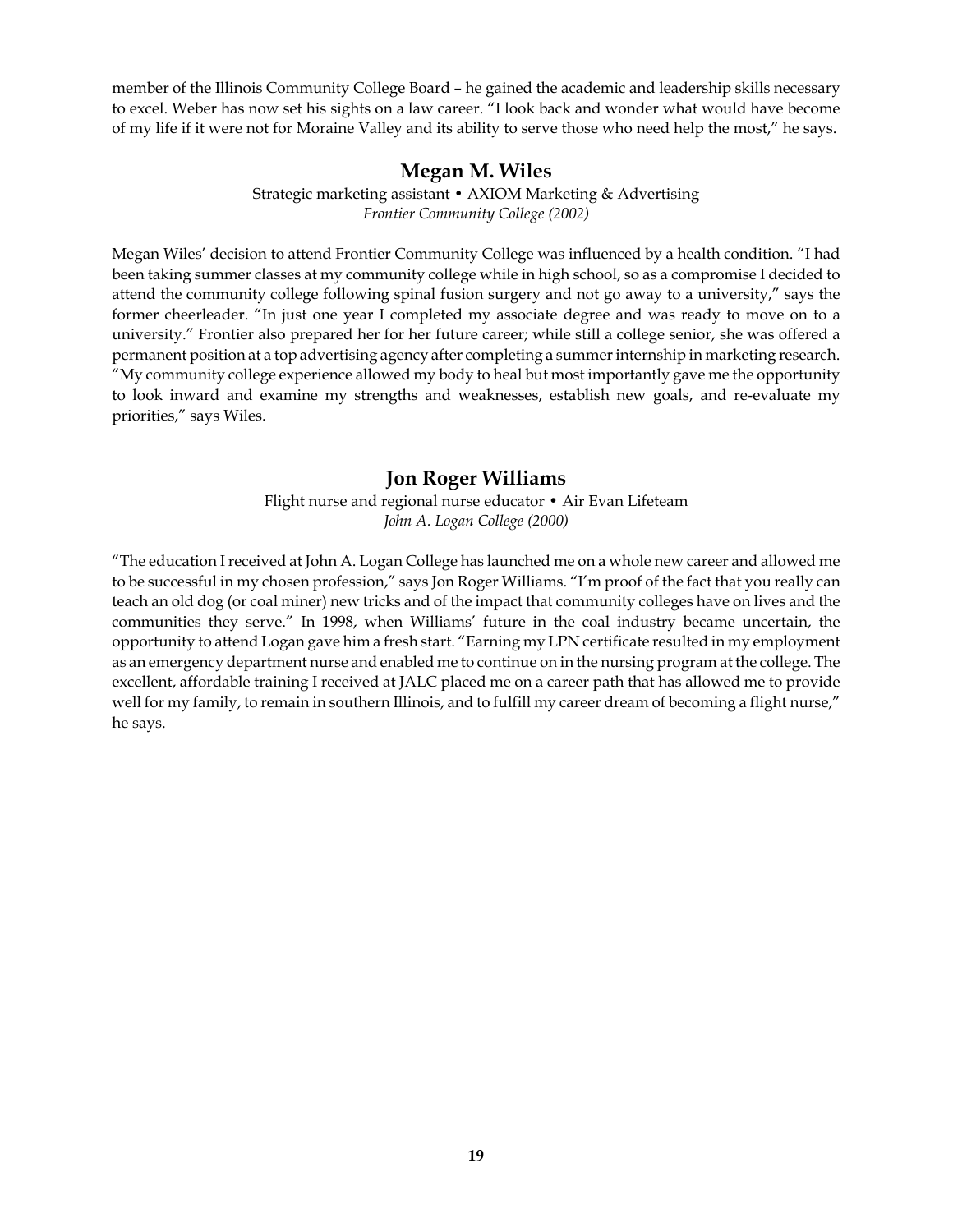member of the Illinois Community College Board – he gained the academic and leadership skills necessary to excel. Weber has now set his sights on a law career. "I look back and wonder what would have become of my life if it were not for Moraine Valley and its ability to serve those who need help the most," he says.

## Megan M. Wiles

Strategic marketing assistant • AXIOM Marketing & Advertising
*Frontier Community College (2002)*

Megan Wiles' decision to attend Frontier Community College was influenced by a health condition. "I had been taking summer classes at my community college while in high school, so as a compromise I decided to attend the community college following spinal fusion surgery and not go away to a university," says the former cheerleader. "In just one year I completed my associate degree and was ready to move on to a university." Frontier also prepared her for her future career; while still a college senior, she was offered a permanent position at a top advertising agency after completing a summer internship in marketing research. "My community college experience allowed my body to heal but most importantly gave me the opportunity to look inward and examine my strengths and weaknesses, establish new goals, and re-evaluate my priorities," says Wiles.

## Jon Roger Williams

Flight nurse and regional nurse educator • Air Evan Lifeteam
*John A. Logan College (2000)*

"The education I received at John A. Logan College has launched me on a whole new career and allowed me to be successful in my chosen profession," says Jon Roger Williams. "I'm proof of the fact that you really can teach an old dog (or coal miner) new tricks and of the impact that community colleges have on lives and the communities they serve." In 1998, when Williams' future in the coal industry became uncertain, the opportunity to attend Logan gave him a fresh start. "Earning my LPN certificate resulted in my employment as an emergency department nurse and enabled me to continue on in the nursing program at the college. The excellent, affordable training I received at JALC placed me on a career path that has allowed me to provide well for my family, to remain in southern Illinois, and to fulfill my career dream of becoming a flight nurse," he says.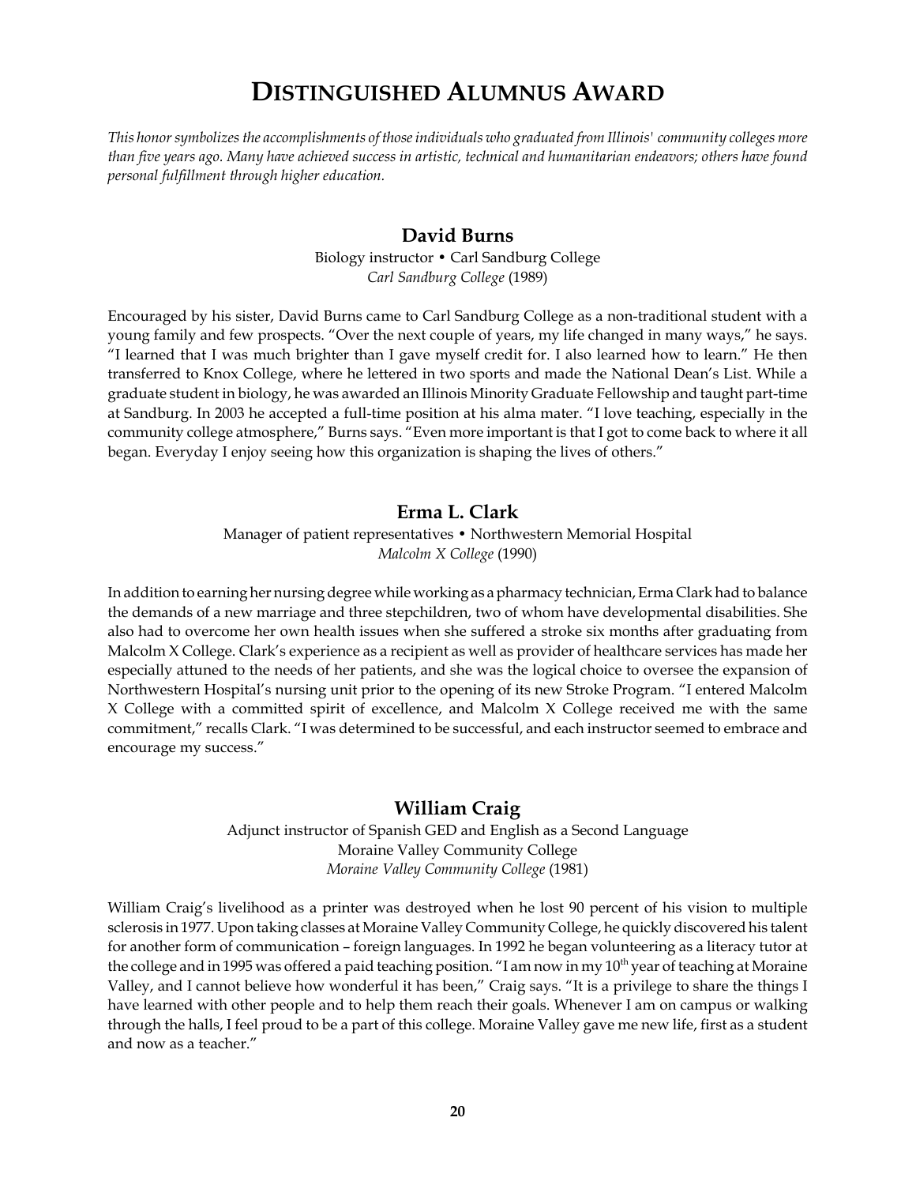# Distinguished Alumnus Award

*This honor symbolizes the accomplishments of those individuals who graduated from Illinois' community colleges more than five years ago. Many have achieved success in artistic, technical and humanitarian endeavors; others have found personal fulfillment through higher education.*

### David Burns

Biology instructor • Carl Sandburg College
*Carl Sandburg College* (1989)

Encouraged by his sister, David Burns came to Carl Sandburg College as a non-traditional student with a young family and few prospects. "Over the next couple of years, my life changed in many ways," he says. "I learned that I was much brighter than I gave myself credit for. I also learned how to learn." He then transferred to Knox College, where he lettered in two sports and made the National Dean's List. While a graduate student in biology, he was awarded an Illinois Minority Graduate Fellowship and taught part-time at Sandburg. In 2003 he accepted a full-time position at his alma mater. "I love teaching, especially in the community college atmosphere," Burns says. "Even more important is that I got to come back to where it all began. Everyday I enjoy seeing how this organization is shaping the lives of others."

### Erma L. Clark

Manager of patient representatives • Northwestern Memorial Hospital
*Malcolm X College* (1990)

In addition to earning her nursing degree while working as a pharmacy technician, Erma Clark had to balance the demands of a new marriage and three stepchildren, two of whom have developmental disabilities. She also had to overcome her own health issues when she suffered a stroke six months after graduating from Malcolm X College. Clark's experience as a recipient as well as provider of healthcare services has made her especially attuned to the needs of her patients, and she was the logical choice to oversee the expansion of Northwestern Hospital's nursing unit prior to the opening of its new Stroke Program. "I entered Malcolm X College with a committed spirit of excellence, and Malcolm X College received me with the same commitment," recalls Clark. "I was determined to be successful, and each instructor seemed to embrace and encourage my success."

### William Craig

Adjunct instructor of Spanish GED and English as a Second Language
Moraine Valley Community College
*Moraine Valley Community College* (1981)

William Craig's livelihood as a printer was destroyed when he lost 90 percent of his vision to multiple sclerosis in 1977. Upon taking classes at Moraine Valley Community College, he quickly discovered his talent for another form of communication – foreign languages. In 1992 he began volunteering as a literacy tutor at the college and in 1995 was offered a paid teaching position. "I am now in my 10th year of teaching at Moraine Valley, and I cannot believe how wonderful it has been," Craig says. "It is a privilege to share the things I have learned with other people and to help them reach their goals. Whenever I am on campus or walking through the halls, I feel proud to be a part of this college. Moraine Valley gave me new life, first as a student and now as a teacher."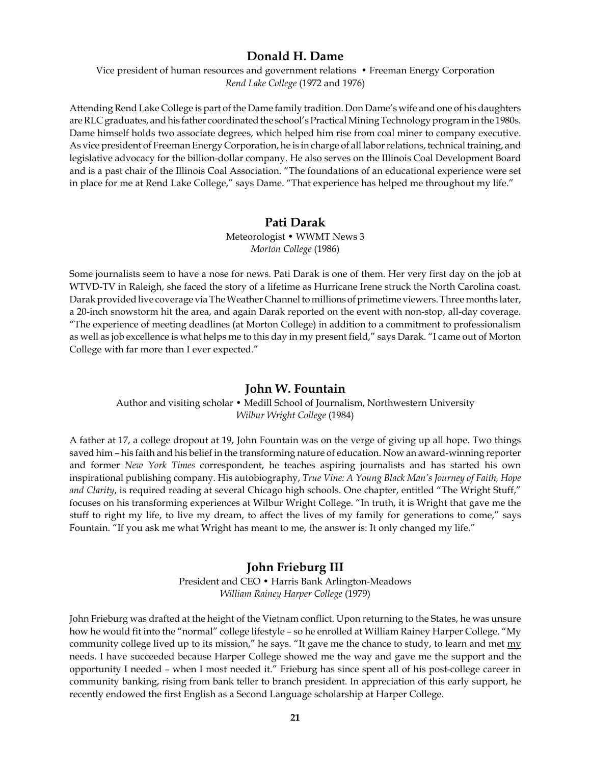## Donald H. Dame

Vice president of human resources and government relations • Freeman Energy Corporation
*Rend Lake College* (1972 and 1976)

Attending Rend Lake College is part of the Dame family tradition. Don Dame's wife and one of his daughters are RLC graduates, and his father coordinated the school's Practical Mining Technology program in the 1980s. Dame himself holds two associate degrees, which helped him rise from coal miner to company executive. As vice president of Freeman Energy Corporation, he is in charge of all labor relations, technical training, and legislative advocacy for the billion-dollar company. He also serves on the Illinois Coal Development Board and is a past chair of the Illinois Coal Association. "The foundations of an educational experience were set in place for me at Rend Lake College," says Dame. "That experience has helped me throughout my life."

## Pati Darak

Meteorologist • WWMT News 3
*Morton College* (1986)

Some journalists seem to have a nose for news. Pati Darak is one of them. Her very first day on the job at WTVD-TV in Raleigh, she faced the story of a lifetime as Hurricane Irene struck the North Carolina coast. Darak provided live coverage via The Weather Channel to millions of primetime viewers. Three months later, a 20-inch snowstorm hit the area, and again Darak reported on the event with non-stop, all-day coverage. "The experience of meeting deadlines (at Morton College) in addition to a commitment to professionalism as well as job excellence is what helps me to this day in my present field," says Darak. "I came out of Morton College with far more than I ever expected."

## John W. Fountain

Author and visiting scholar • Medill School of Journalism, Northwestern University
*Wilbur Wright College* (1984)

A father at 17, a college dropout at 19, John Fountain was on the verge of giving up all hope. Two things saved him – his faith and his belief in the transforming nature of education. Now an award-winning reporter and former *New York Times* correspondent, he teaches aspiring journalists and has started his own inspirational publishing company. His autobiography, *True Vine: A Young Black Man's Journey of Faith, Hope and Clarity*, is required reading at several Chicago high schools. One chapter, entitled "The Wright Stuff," focuses on his transforming experiences at Wilbur Wright College. "In truth, it is Wright that gave me the stuff to right my life, to live my dream, to affect the lives of my family for generations to come," says Fountain. "If you ask me what Wright has meant to me, the answer is: It only changed my life."

## John Frieburg III

President and CEO • Harris Bank Arlington-Meadows
*William Rainey Harper College* (1979)

John Frieburg was drafted at the height of the Vietnam conflict. Upon returning to the States, he was unsure how he would fit into the "normal" college lifestyle – so he enrolled at William Rainey Harper College. "My community college lived up to its mission," he says. "It gave me the chance to study, to learn and met <u>my</u> needs. I have succeeded because Harper College showed me the way and gave me the support and the opportunity I needed – when I most needed it." Frieburg has since spent all of his post-college career in community banking, rising from bank teller to branch president. In appreciation of this early support, he recently endowed the first English as a Second Language scholarship at Harper College.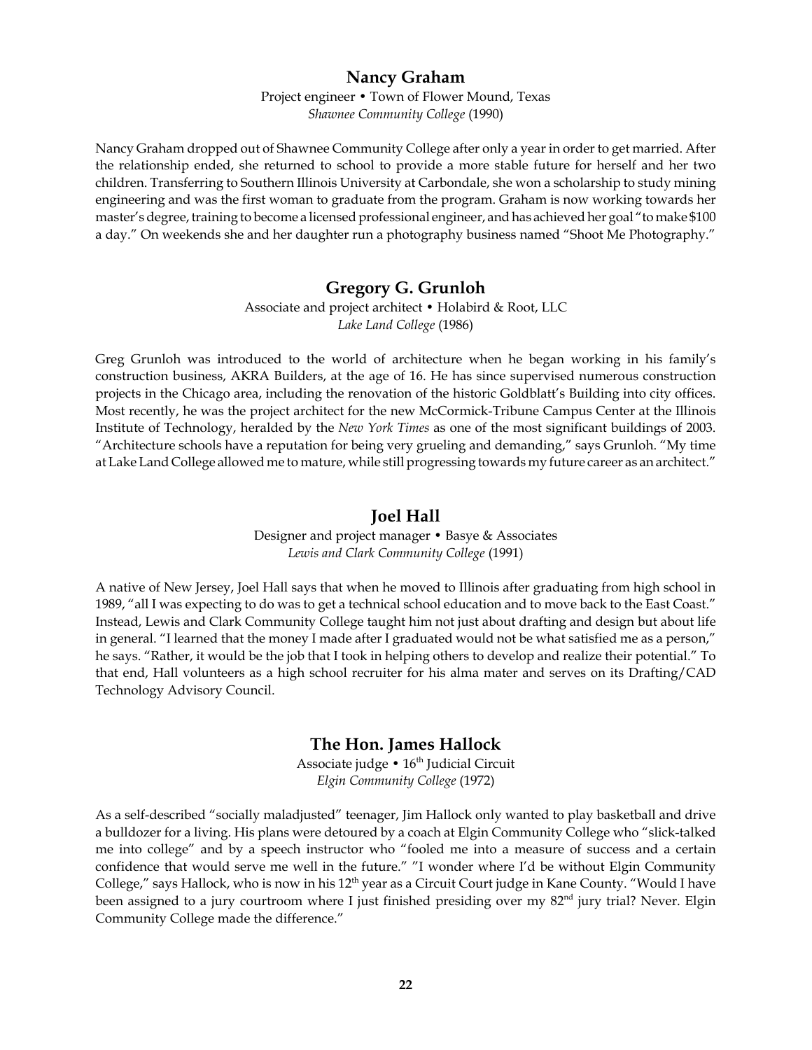## Nancy Graham

Project engineer • Town of Flower Mound, Texas
*Shawnee Community College* (1990)

Nancy Graham dropped out of Shawnee Community College after only a year in order to get married. After the relationship ended, she returned to school to provide a more stable future for herself and her two children. Transferring to Southern Illinois University at Carbondale, she won a scholarship to study mining engineering and was the first woman to graduate from the program. Graham is now working towards her master's degree, training to become a licensed professional engineer, and has achieved her goal "to make $100 a day." On weekends she and her daughter run a photography business named "Shoot Me Photography."

## Gregory G. Grunloh

Associate and project architect • Holabird & Root, LLC
*Lake Land College* (1986)

Greg Grunloh was introduced to the world of architecture when he began working in his family's construction business, AKRA Builders, at the age of 16. He has since supervised numerous construction projects in the Chicago area, including the renovation of the historic Goldblatt's Building into city offices. Most recently, he was the project architect for the new McCormick-Tribune Campus Center at the Illinois Institute of Technology, heralded by the *New York Times* as one of the most significant buildings of 2003. "Architecture schools have a reputation for being very grueling and demanding," says Grunloh. "My time at Lake Land College allowed me to mature, while still progressing towards my future career as an architect."

## Joel Hall

Designer and project manager • Basye & Associates
*Lewis and Clark Community College* (1991)

A native of New Jersey, Joel Hall says that when he moved to Illinois after graduating from high school in 1989, "all I was expecting to do was to get a technical school education and to move back to the East Coast." Instead, Lewis and Clark Community College taught him not just about drafting and design but about life in general. "I learned that the money I made after I graduated would not be what satisfied me as a person," he says. "Rather, it would be the job that I took in helping others to develop and realize their potential." To that end, Hall volunteers as a high school recruiter for his alma mater and serves on its Drafting/CAD Technology Advisory Council.

## The Hon. James Hallock

Associate judge • 16th Judicial Circuit
*Elgin Community College* (1972)

As a self-described "socially maladjusted" teenager, Jim Hallock only wanted to play basketball and drive a bulldozer for a living. His plans were detoured by a coach at Elgin Community College who "slick-talked me into college" and by a speech instructor who "fooled me into a measure of success and a certain confidence that would serve me well in the future." "I wonder where I'd be without Elgin Community College," says Hallock, who is now in his 12th year as a Circuit Court judge in Kane County. "Would I have been assigned to a jury courtroom where I just finished presiding over my 82nd jury trial? Never. Elgin Community College made the difference."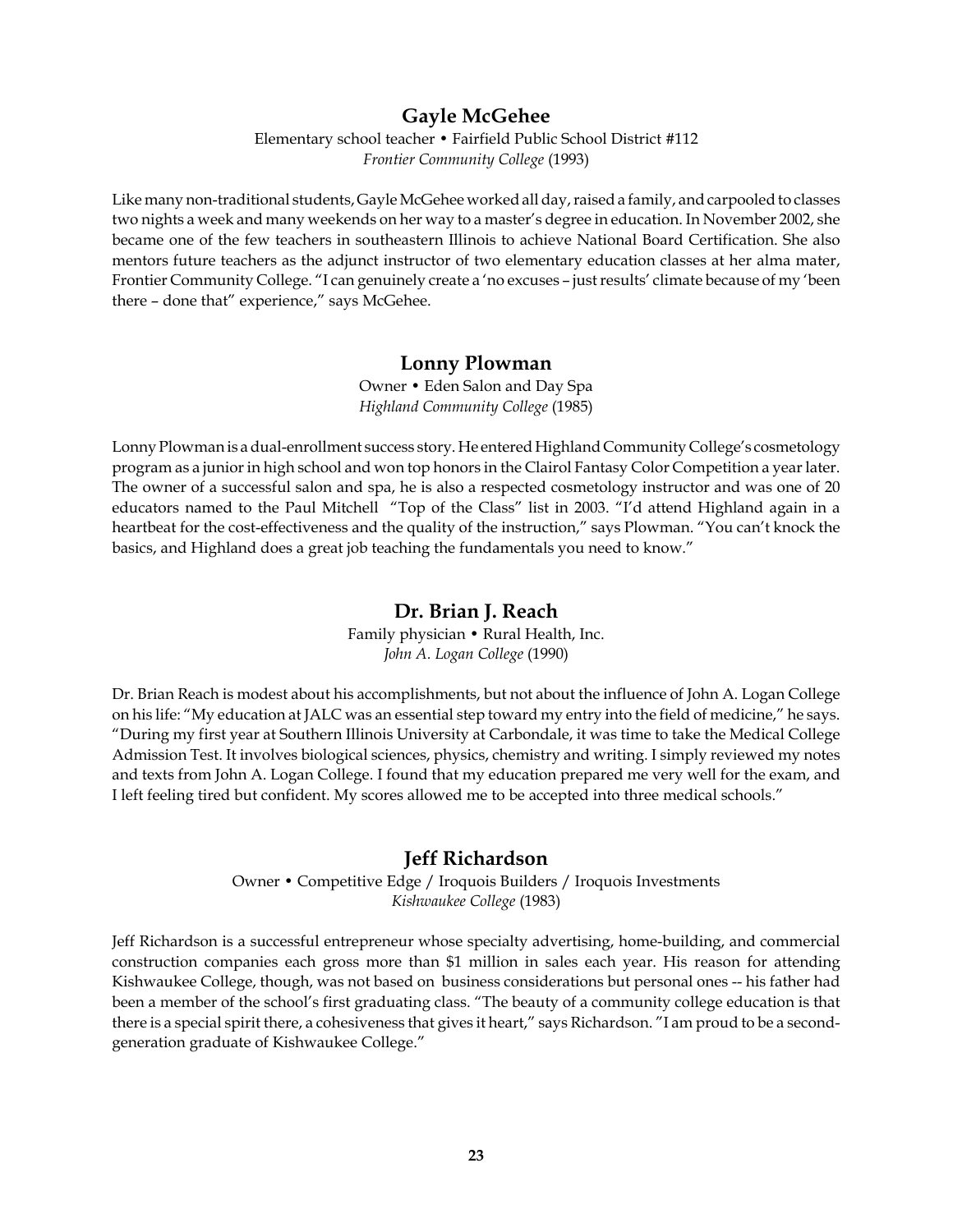## Gayle McGehee

Elementary school teacher • Fairfield Public School District #112
*Frontier Community College* (1993)

Like many non-traditional students, Gayle McGehee worked all day, raised a family, and carpooled to classes two nights a week and many weekends on her way to a master's degree in education. In November 2002, she became one of the few teachers in southeastern Illinois to achieve National Board Certification. She also mentors future teachers as the adjunct instructor of two elementary education classes at her alma mater, Frontier Community College. "I can genuinely create a 'no excuses – just results' climate because of my 'been there – done that" experience," says McGehee.

## Lonny Plowman

Owner • Eden Salon and Day Spa
*Highland Community College* (1985)

Lonny Plowman is a dual-enrollment success story. He entered Highland Community College's cosmetology program as a junior in high school and won top honors in the Clairol Fantasy Color Competition a year later. The owner of a successful salon and spa, he is also a respected cosmetology instructor and was one of 20 educators named to the Paul Mitchell "Top of the Class" list in 2003. "I'd attend Highland again in a heartbeat for the cost-effectiveness and the quality of the instruction," says Plowman. "You can't knock the basics, and Highland does a great job teaching the fundamentals you need to know."

## Dr. Brian J. Reach

Family physician • Rural Health, Inc.
*John A. Logan College* (1990)

Dr. Brian Reach is modest about his accomplishments, but not about the influence of John A. Logan College on his life: "My education at JALC was an essential step toward my entry into the field of medicine," he says. "During my first year at Southern Illinois University at Carbondale, it was time to take the Medical College Admission Test. It involves biological sciences, physics, chemistry and writing. I simply reviewed my notes and texts from John A. Logan College. I found that my education prepared me very well for the exam, and I left feeling tired but confident. My scores allowed me to be accepted into three medical schools."

## Jeff Richardson

Owner • Competitive Edge / Iroquois Builders / Iroquois Investments
*Kishwaukee College* (1983)

Jeff Richardson is a successful entrepreneur whose specialty advertising, home-building, and commercial construction companies each gross more than $1 million in sales each year. His reason for attending Kishwaukee College, though, was not based on business considerations but personal ones -- his father had been a member of the school's first graduating class. "The beauty of a community college education is that there is a special spirit there, a cohesiveness that gives it heart," says Richardson. "I am proud to be a second-generation graduate of Kishwaukee College."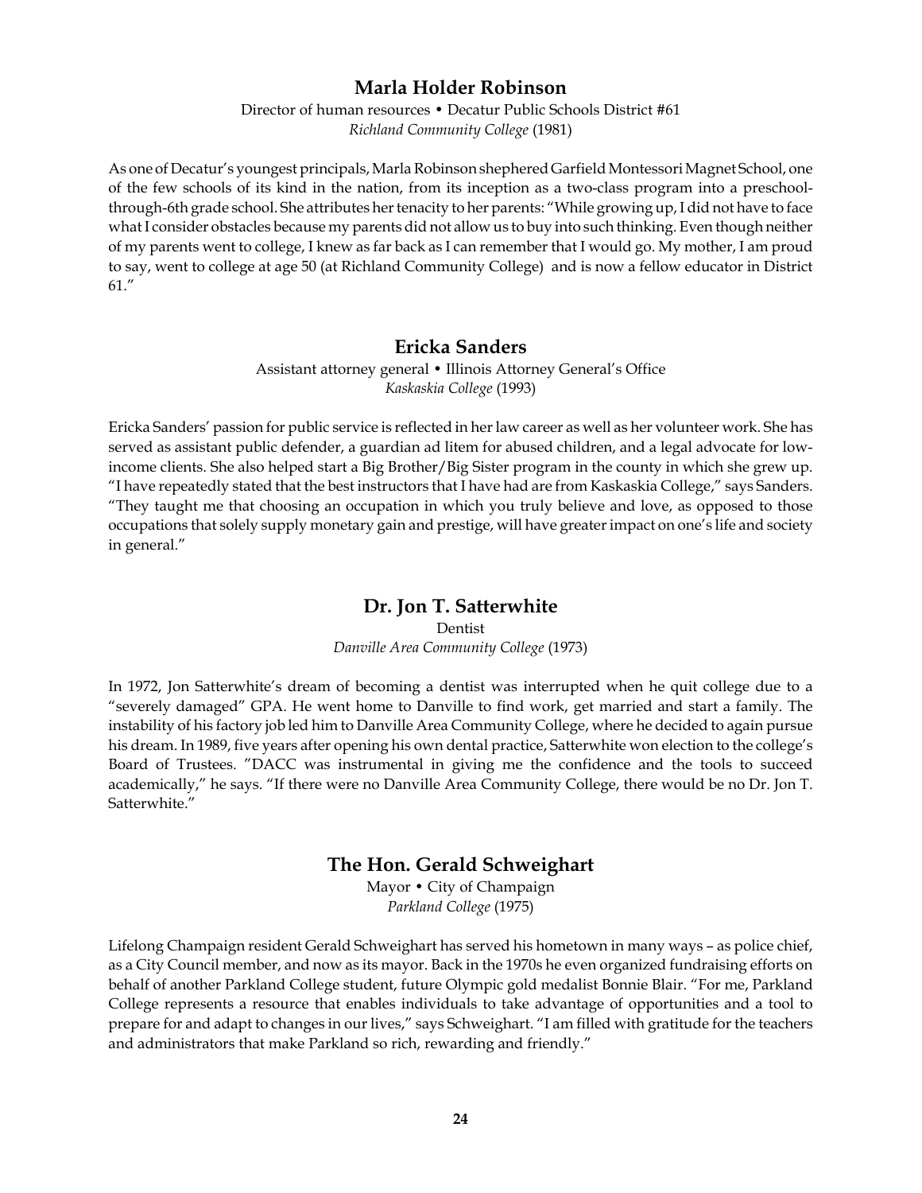## Marla Holder Robinson

Director of human resources • Decatur Public Schools District #61
*Richland Community College* (1981)

As one of Decatur's youngest principals, Marla Robinson shepherded Garfield Montessori Magnet School, one of the few schools of its kind in the nation, from its inception as a two-class program into a preschool-through-6th grade school. She attributes her tenacity to her parents: "While growing up, I did not have to face what I consider obstacles because my parents did not allow us to buy into such thinking. Even though neither of my parents went to college, I knew as far back as I can remember that I would go. My mother, I am proud to say, went to college at age 50 (at Richland Community College) and is now a fellow educator in District 61."

## Ericka Sanders

Assistant attorney general • Illinois Attorney General's Office
*Kaskaskia College* (1993)

Ericka Sanders' passion for public service is reflected in her law career as well as her volunteer work. She has served as assistant public defender, a guardian ad litem for abused children, and a legal advocate for low-income clients. She also helped start a Big Brother/Big Sister program in the county in which she grew up. "I have repeatedly stated that the best instructors that I have had are from Kaskaskia College," says Sanders. "They taught me that choosing an occupation in which you truly believe and love, as opposed to those occupations that solely supply monetary gain and prestige, will have greater impact on one's life and society in general."

## Dr. Jon T. Satterwhite

Dentist
*Danville Area Community College* (1973)

In 1972, Jon Satterwhite's dream of becoming a dentist was interrupted when he quit college due to a "severely damaged" GPA. He went home to Danville to find work, get married and start a family. The instability of his factory job led him to Danville Area Community College, where he decided to again pursue his dream. In 1989, five years after opening his own dental practice, Satterwhite won election to the college's Board of Trustees. "DACC was instrumental in giving me the confidence and the tools to succeed academically," he says. "If there were no Danville Area Community College, there would be no Dr. Jon T. Satterwhite."

## The Hon. Gerald Schweighart

Mayor • City of Champaign
*Parkland College* (1975)

Lifelong Champaign resident Gerald Schweighart has served his hometown in many ways – as police chief, as a City Council member, and now as its mayor. Back in the 1970s he even organized fundraising efforts on behalf of another Parkland College student, future Olympic gold medalist Bonnie Blair. "For me, Parkland College represents a resource that enables individuals to take advantage of opportunities and a tool to prepare for and adapt to changes in our lives," says Schweighart. "I am filled with gratitude for the teachers and administrators that make Parkland so rich, rewarding and friendly."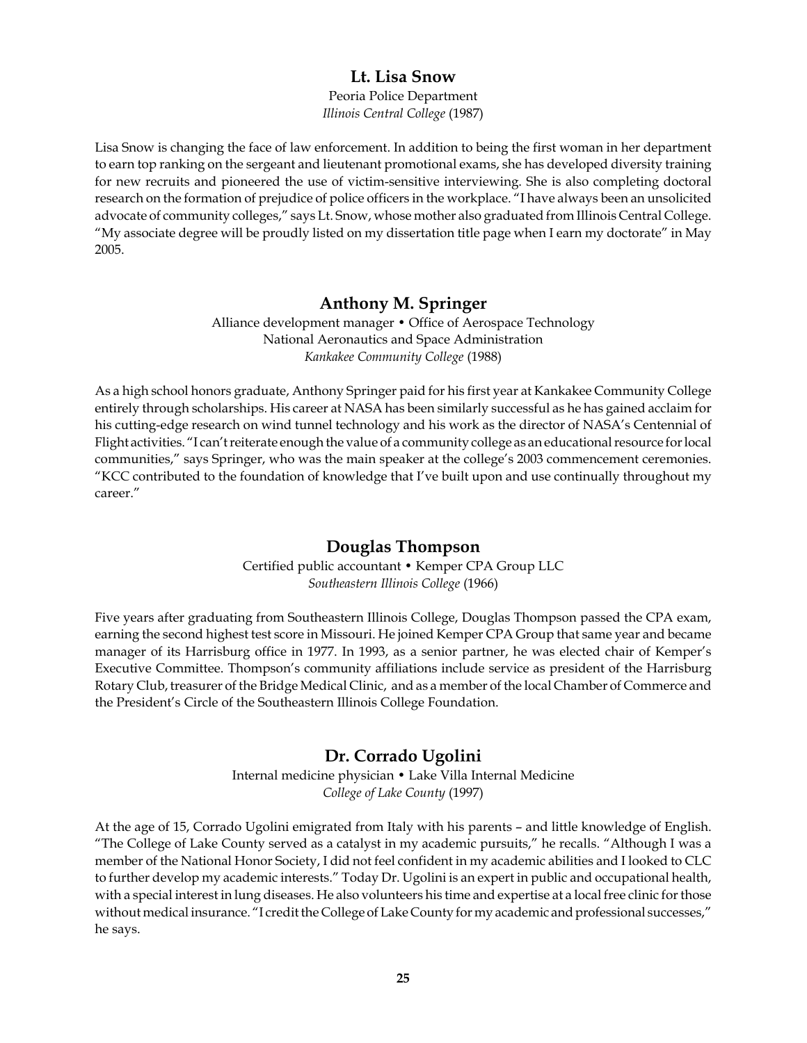## Lt. Lisa Snow

Peoria Police Department
*Illinois Central College* (1987)

Lisa Snow is changing the face of law enforcement. In addition to being the first woman in her department to earn top ranking on the sergeant and lieutenant promotional exams, she has developed diversity training for new recruits and pioneered the use of victim-sensitive interviewing. She is also completing doctoral research on the formation of prejudice of police officers in the workplace. "I have always been an unsolicited advocate of community colleges," says Lt. Snow, whose mother also graduated from Illinois Central College. "My associate degree will be proudly listed on my dissertation title page when I earn my doctorate" in May 2005.

## Anthony M. Springer

Alliance development manager • Office of Aerospace Technology
National Aeronautics and Space Administration
*Kankakee Community College* (1988)

As a high school honors graduate, Anthony Springer paid for his first year at Kankakee Community College entirely through scholarships. His career at NASA has been similarly successful as he has gained acclaim for his cutting-edge research on wind tunnel technology and his work as the director of NASA's Centennial of Flight activities. "I can't reiterate enough the value of a community college as an educational resource for local communities," says Springer, who was the main speaker at the college's 2003 commencement ceremonies. "KCC contributed to the foundation of knowledge that I've built upon and use continually throughout my career."

## Douglas Thompson

Certified public accountant • Kemper CPA Group LLC
*Southeastern Illinois College* (1966)

Five years after graduating from Southeastern Illinois College, Douglas Thompson passed the CPA exam, earning the second highest test score in Missouri. He joined Kemper CPA Group that same year and became manager of its Harrisburg office in 1977. In 1993, as a senior partner, he was elected chair of Kemper's Executive Committee. Thompson's community affiliations include service as president of the Harrisburg Rotary Club, treasurer of the Bridge Medical Clinic, and as a member of the local Chamber of Commerce and the President's Circle of the Southeastern Illinois College Foundation.

## Dr. Corrado Ugolini

Internal medicine physician • Lake Villa Internal Medicine
*College of Lake County* (1997)

At the age of 15, Corrado Ugolini emigrated from Italy with his parents – and little knowledge of English. "The College of Lake County served as a catalyst in my academic pursuits," he recalls. "Although I was a member of the National Honor Society, I did not feel confident in my academic abilities and I looked to CLC to further develop my academic interests." Today Dr. Ugolini is an expert in public and occupational health, with a special interest in lung diseases. He also volunteers his time and expertise at a local free clinic for those without medical insurance. "I credit the College of Lake County for my academic and professional successes," he says.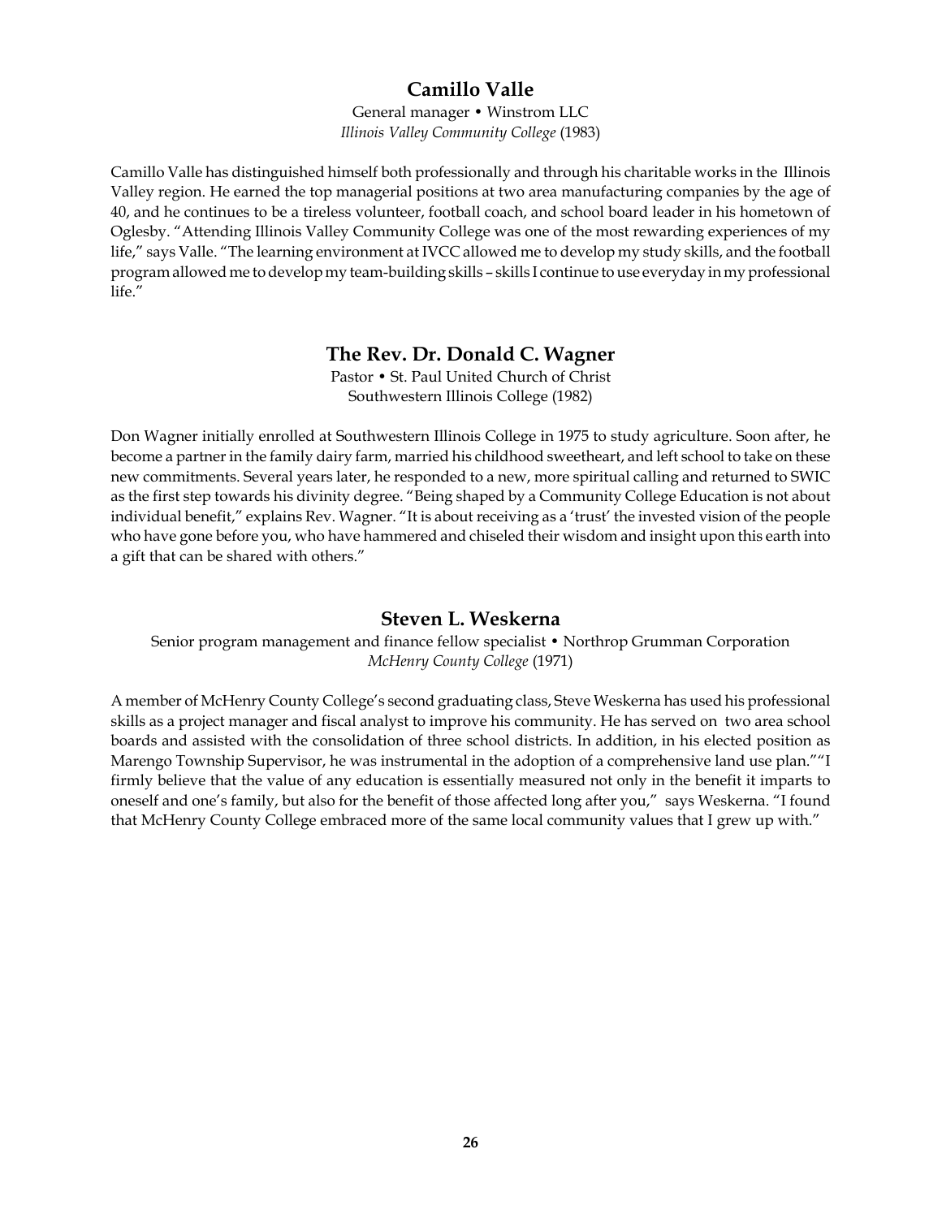## Camillo Valle

General manager • Winstrom LLC
*Illinois Valley Community College* (1983)

Camillo Valle has distinguished himself both professionally and through his charitable works in the Illinois Valley region. He earned the top managerial positions at two area manufacturing companies by the age of 40, and he continues to be a tireless volunteer, football coach, and school board leader in his hometown of Oglesby. "Attending Illinois Valley Community College was one of the most rewarding experiences of my life," says Valle. "The learning environment at IVCC allowed me to develop my study skills, and the football program allowed me to develop my team-building skills – skills I continue to use everyday in my professional life."

## The Rev. Dr. Donald C. Wagner

Pastor • St. Paul United Church of Christ
Southwestern Illinois College (1982)

Don Wagner initially enrolled at Southwestern Illinois College in 1975 to study agriculture. Soon after, he become a partner in the family dairy farm, married his childhood sweetheart, and left school to take on these new commitments. Several years later, he responded to a new, more spiritual calling and returned to SWIC as the first step towards his divinity degree. "Being shaped by a Community College Education is not about individual benefit," explains Rev. Wagner. "It is about receiving as a 'trust' the invested vision of the people who have gone before you, who have hammered and chiseled their wisdom and insight upon this earth into a gift that can be shared with others."

## Steven L. Weskerna

Senior program management and finance fellow specialist • Northrop Grumman Corporation
*McHenry County College* (1971)

A member of McHenry County College's second graduating class, Steve Weskerna has used his professional skills as a project manager and fiscal analyst to improve his community. He has served on two area school boards and assisted with the consolidation of three school districts. In addition, in his elected position as Marengo Township Supervisor, he was instrumental in the adoption of a comprehensive land use plan.""I firmly believe that the value of any education is essentially measured not only in the benefit it imparts to oneself and one's family, but also for the benefit of those affected long after you," says Weskerna. "I found that McHenry County College embraced more of the same local community values that I grew up with."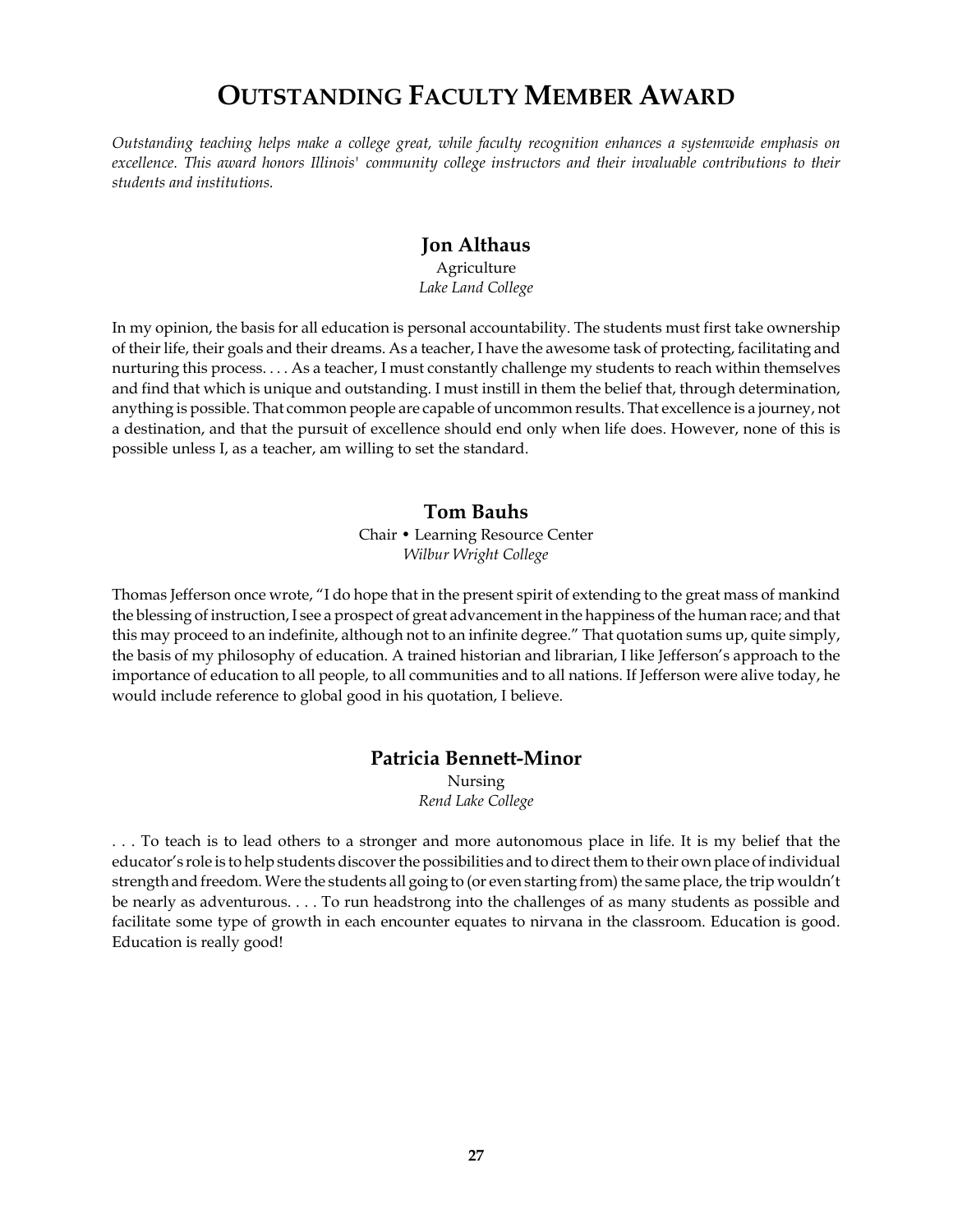# OUTSTANDING FACULTY MEMBER AWARD

*Outstanding teaching helps make a college great, while faculty recognition enhances a systemwide emphasis on excellence. This award honors Illinois' community college instructors and their invaluable contributions to their students and institutions.*

## Jon Althaus

Agriculture
*Lake Land College*

In my opinion, the basis for all education is personal accountability. The students must first take ownership of their life, their goals and their dreams. As a teacher, I have the awesome task of protecting, facilitating and nurturing this process. . . . As a teacher, I must constantly challenge my students to reach within themselves and find that which is unique and outstanding. I must instill in them the belief that, through determination, anything is possible. That common people are capable of uncommon results. That excellence is a journey, not a destination, and that the pursuit of excellence should end only when life does. However, none of this is possible unless I, as a teacher, am willing to set the standard.

## Tom Bauhs

Chair • Learning Resource Center
*Wilbur Wright College*

Thomas Jefferson once wrote, "I do hope that in the present spirit of extending to the great mass of mankind the blessing of instruction, I see a prospect of great advancement in the happiness of the human race; and that this may proceed to an indefinite, although not to an infinite degree." That quotation sums up, quite simply, the basis of my philosophy of education. A trained historian and librarian, I like Jefferson's approach to the importance of education to all people, to all communities and to all nations. If Jefferson were alive today, he would include reference to global good in his quotation, I believe.

## Patricia Bennett-Minor

Nursing
*Rend Lake College*

. . . To teach is to lead others to a stronger and more autonomous place in life. It is my belief that the educator's role is to help students discover the possibilities and to direct them to their own place of individual strength and freedom. Were the students all going to (or even starting from) the same place, the trip wouldn't be nearly as adventurous. . . . To run headstrong into the challenges of as many students as possible and facilitate some type of growth in each encounter equates to nirvana in the classroom. Education is good. Education is really good!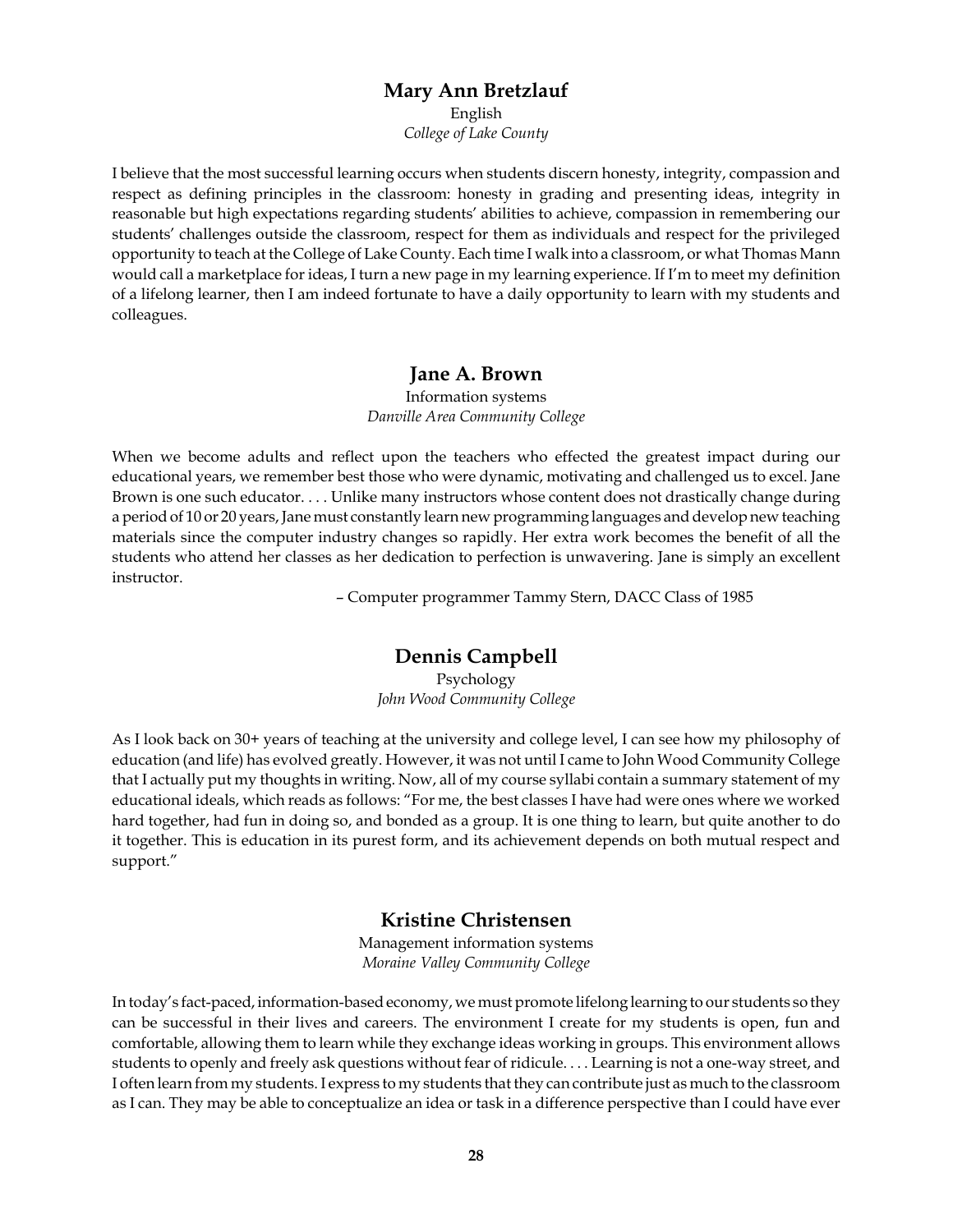## Mary Ann Bretzlauf

English

*College of Lake County*

I believe that the most successful learning occurs when students discern honesty, integrity, compassion and respect as defining principles in the classroom: honesty in grading and presenting ideas, integrity in reasonable but high expectations regarding students' abilities to achieve, compassion in remembering our students' challenges outside the classroom, respect for them as individuals and respect for the privileged opportunity to teach at the College of Lake County. Each time I walk into a classroom, or what Thomas Mann would call a marketplace for ideas, I turn a new page in my learning experience. If I'm to meet my definition of a lifelong learner, then I am indeed fortunate to have a daily opportunity to learn with my students and colleagues.

## Jane A. Brown

Information systems

*Danville Area Community College*

When we become adults and reflect upon the teachers who effected the greatest impact during our educational years, we remember best those who were dynamic, motivating and challenged us to excel. Jane Brown is one such educator. . . . Unlike many instructors whose content does not drastically change during a period of 10 or 20 years, Jane must constantly learn new programming languages and develop new teaching materials since the computer industry changes so rapidly. Her extra work becomes the benefit of all the students who attend her classes as her dedication to perfection is unwavering. Jane is simply an excellent instructor.

– Computer programmer Tammy Stern, DACC Class of 1985

## Dennis Campbell

Psychology

*John Wood Community College*

As I look back on 30+ years of teaching at the university and college level, I can see how my philosophy of education (and life) has evolved greatly. However, it was not until I came to John Wood Community College that I actually put my thoughts in writing. Now, all of my course syllabi contain a summary statement of my educational ideals, which reads as follows: "For me, the best classes I have had were ones where we worked hard together, had fun in doing so, and bonded as a group. It is one thing to learn, but quite another to do it together. This is education in its purest form, and its achievement depends on both mutual respect and support."

## Kristine Christensen

Management information systems

*Moraine Valley Community College*

In today's fact-paced, information-based economy, we must promote lifelong learning to our students so they can be successful in their lives and careers. The environment I create for my students is open, fun and comfortable, allowing them to learn while they exchange ideas working in groups. This environment allows students to openly and freely ask questions without fear of ridicule. . . . Learning is not a one-way street, and I often learn from my students. I express to my students that they can contribute just as much to the classroom as I can. They may be able to conceptualize an idea or task in a difference perspective than I could have ever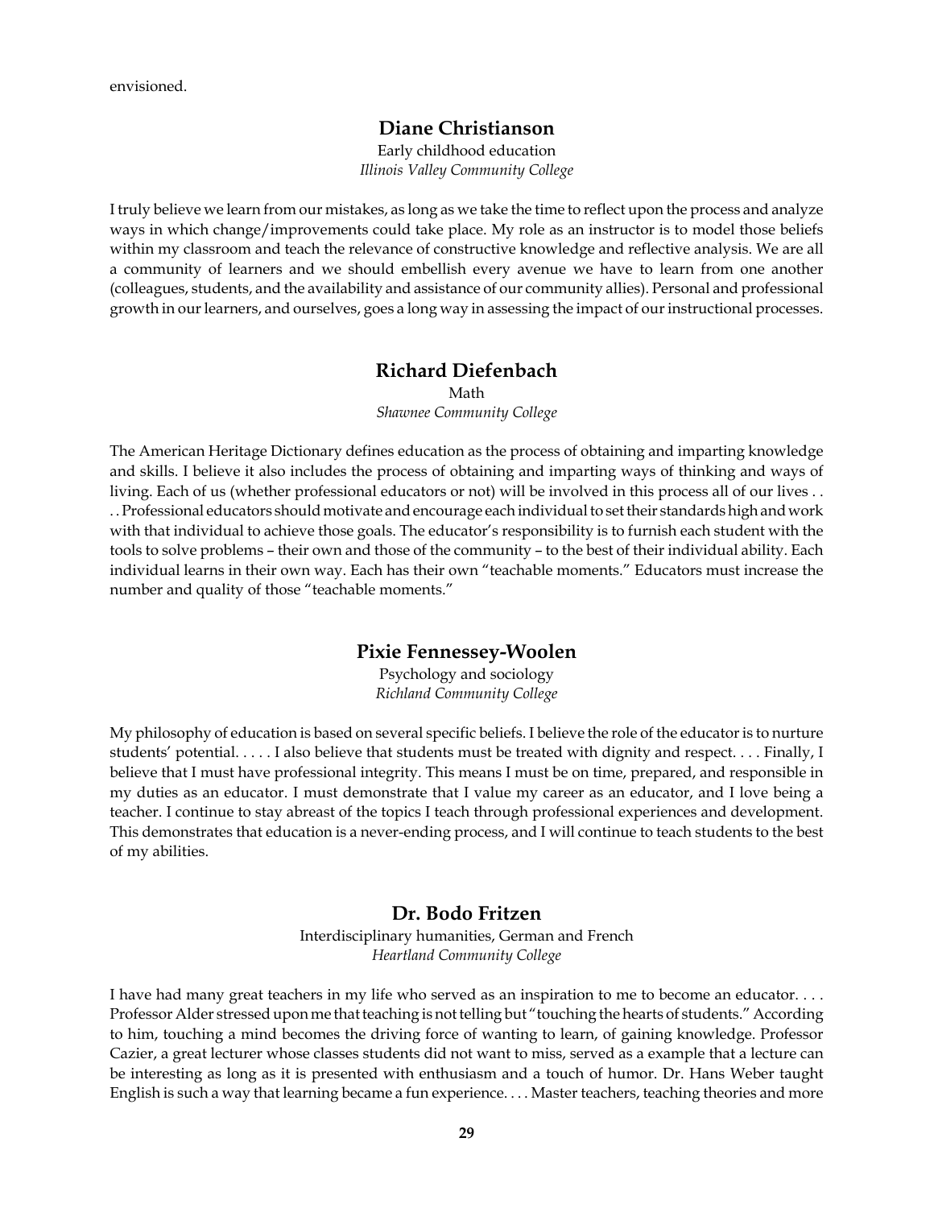envisioned.

## Diane Christianson

Early childhood education
*Illinois Valley Community College*

I truly believe we learn from our mistakes, as long as we take the time to reflect upon the process and analyze ways in which change/improvements could take place. My role as an instructor is to model those beliefs within my classroom and teach the relevance of constructive knowledge and reflective analysis. We are all a community of learners and we should embellish every avenue we have to learn from one another (colleagues, students, and the availability and assistance of our community allies). Personal and professional growth in our learners, and ourselves, goes a long way in assessing the impact of our instructional processes.

## Richard Diefenbach

Math
*Shawnee Community College*

The American Heritage Dictionary defines education as the process of obtaining and imparting knowledge and skills. I believe it also includes the process of obtaining and imparting ways of thinking and ways of living. Each of us (whether professional educators or not) will be involved in this process all of our lives . . . . Professional educators should motivate and encourage each individual to set their standards high and work with that individual to achieve those goals. The educator's responsibility is to furnish each student with the tools to solve problems – their own and those of the community – to the best of their individual ability. Each individual learns in their own way. Each has their own "teachable moments." Educators must increase the number and quality of those "teachable moments."

## Pixie Fennessey-Woolen

Psychology and sociology
*Richland Community College*

My philosophy of education is based on several specific beliefs. I believe the role of the educator is to nurture students' potential. . . . . I also believe that students must be treated with dignity and respect. . . . Finally, I believe that I must have professional integrity. This means I must be on time, prepared, and responsible in my duties as an educator. I must demonstrate that I value my career as an educator, and I love being a teacher. I continue to stay abreast of the topics I teach through professional experiences and development. This demonstrates that education is a never-ending process, and I will continue to teach students to the best of my abilities.

## Dr. Bodo Fritzen

Interdisciplinary humanities, German and French
*Heartland Community College*

I have had many great teachers in my life who served as an inspiration to me to become an educator. . . . Professor Alder stressed upon me that teaching is not telling but "touching the hearts of students." According to him, touching a mind becomes the driving force of wanting to learn, of gaining knowledge. Professor Cazier, a great lecturer whose classes students did not want to miss, served as a example that a lecture can be interesting as long as it is presented with enthusiasm and a touch of humor. Dr. Hans Weber taught English is such a way that learning became a fun experience. . . . Master teachers, teaching theories and more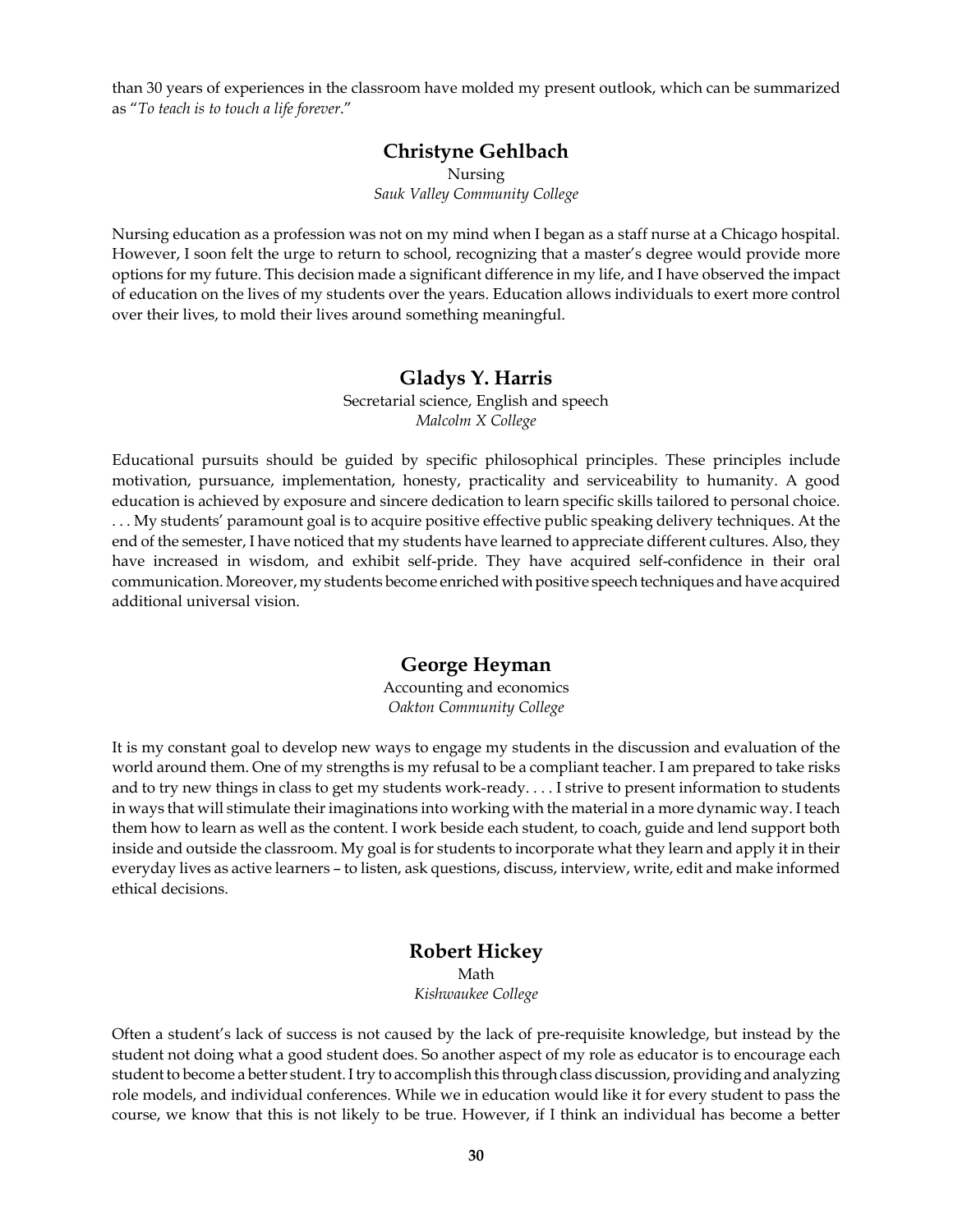than 30 years of experiences in the classroom have molded my present outlook, which can be summarized as "*To teach is to touch a life forever*."

### Christyne Gehlbach

Nursing
*Sauk Valley Community College*

Nursing education as a profession was not on my mind when I began as a staff nurse at a Chicago hospital. However, I soon felt the urge to return to school, recognizing that a master's degree would provide more options for my future. This decision made a significant difference in my life, and I have observed the impact of education on the lives of my students over the years. Education allows individuals to exert more control over their lives, to mold their lives around something meaningful.

### Gladys Y. Harris

Secretarial science, English and speech
*Malcolm X College*

Educational pursuits should be guided by specific philosophical principles. These principles include motivation, pursuance, implementation, honesty, practicality and serviceability to humanity. A good education is achieved by exposure and sincere dedication to learn specific skills tailored to personal choice. . . . My students' paramount goal is to acquire positive effective public speaking delivery techniques. At the end of the semester, I have noticed that my students have learned to appreciate different cultures. Also, they have increased in wisdom, and exhibit self-pride. They have acquired self-confidence in their oral communication. Moreover, my students become enriched with positive speech techniques and have acquired additional universal vision.

### George Heyman

Accounting and economics
*Oakton Community College*

It is my constant goal to develop new ways to engage my students in the discussion and evaluation of the world around them. One of my strengths is my refusal to be a compliant teacher. I am prepared to take risks and to try new things in class to get my students work-ready. . . . I strive to present information to students in ways that will stimulate their imaginations into working with the material in a more dynamic way. I teach them how to learn as well as the content. I work beside each student, to coach, guide and lend support both inside and outside the classroom. My goal is for students to incorporate what they learn and apply it in their everyday lives as active learners – to listen, ask questions, discuss, interview, write, edit and make informed ethical decisions.

### Robert Hickey

Math
*Kishwaukee College*

Often a student's lack of success is not caused by the lack of pre-requisite knowledge, but instead by the student not doing what a good student does. So another aspect of my role as educator is to encourage each student to become a better student. I try to accomplish this through class discussion, providing and analyzing role models, and individual conferences. While we in education would like it for every student to pass the course, we know that this is not likely to be true. However, if I think an individual has become a better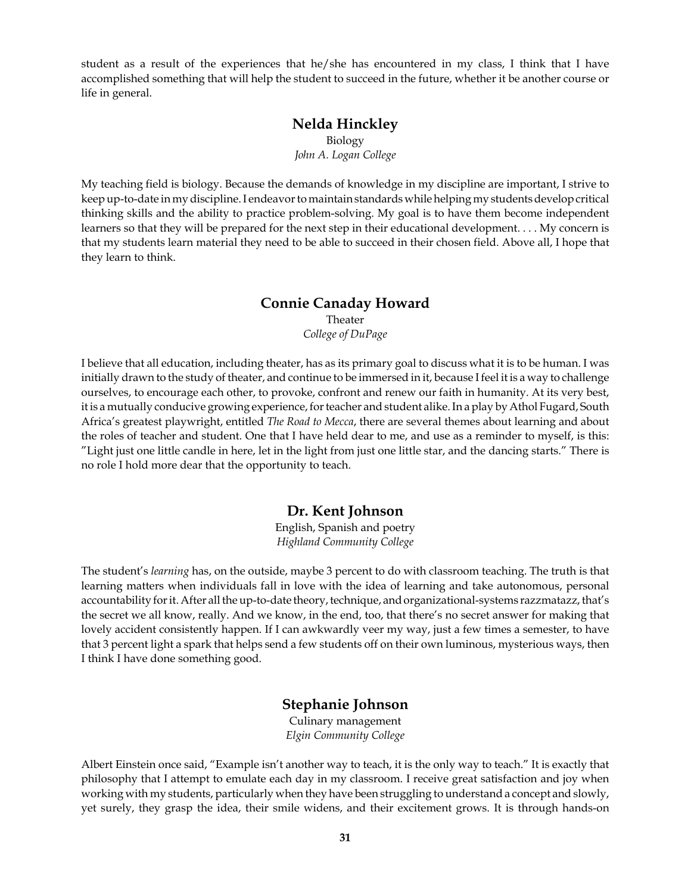student as a result of the experiences that he/she has encountered in my class, I think that I have accomplished something that will help the student to succeed in the future, whether it be another course or life in general.

## Nelda Hinckley

Biology
*John A. Logan College*

My teaching field is biology. Because the demands of knowledge in my discipline are important, I strive to keep up-to-date in my discipline. I endeavor to maintain standards while helping my students develop critical thinking skills and the ability to practice problem-solving. My goal is to have them become independent learners so that they will be prepared for the next step in their educational development. . . . My concern is that my students learn material they need to be able to succeed in their chosen field. Above all, I hope that they learn to think.

## Connie Canaday Howard

Theater
*College of DuPage*

I believe that all education, including theater, has as its primary goal to discuss what it is to be human. I was initially drawn to the study of theater, and continue to be immersed in it, because I feel it is a way to challenge ourselves, to encourage each other, to provoke, confront and renew our faith in humanity. At its very best, it is a mutually conducive growing experience, for teacher and student alike. In a play by Athol Fugard, South Africa's greatest playwright, entitled *The Road to Mecca*, there are several themes about learning and about the roles of teacher and student. One that I have held dear to me, and use as a reminder to myself, is this: "Light just one little candle in here, let in the light from just one little star, and the dancing starts." There is no role I hold more dear that the opportunity to teach.

## Dr. Kent Johnson

English, Spanish and poetry
*Highland Community College*

The student's *learning* has, on the outside, maybe 3 percent to do with classroom teaching. The truth is that learning matters when individuals fall in love with the idea of learning and take autonomous, personal accountability for it. After all the up-to-date theory, technique, and organizational-systems razzmatazz, that's the secret we all know, really. And we know, in the end, too, that there's no secret answer for making that lovely accident consistently happen. If I can awkwardly veer my way, just a few times a semester, to have that 3 percent light a spark that helps send a few students off on their own luminous, mysterious ways, then I think I have done something good.

## Stephanie Johnson

Culinary management
*Elgin Community College*

Albert Einstein once said, "Example isn't another way to teach, it is the only way to teach." It is exactly that philosophy that I attempt to emulate each day in my classroom. I receive great satisfaction and joy when working with my students, particularly when they have been struggling to understand a concept and slowly, yet surely, they grasp the idea, their smile widens, and their excitement grows. It is through hands-on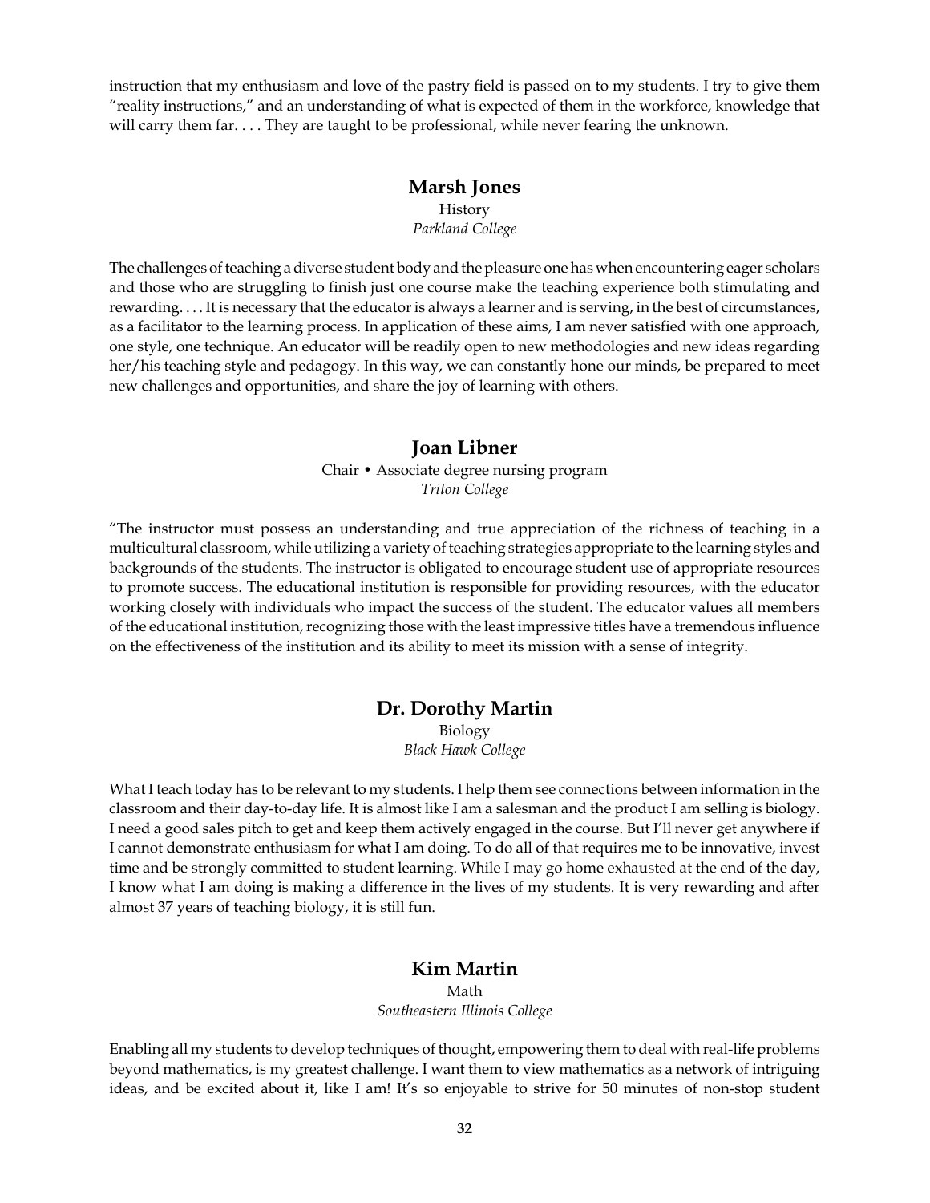instruction that my enthusiasm and love of the pastry field is passed on to my students. I try to give them "reality instructions," and an understanding of what is expected of them in the workforce, knowledge that will carry them far. . . . They are taught to be professional, while never fearing the unknown.

## Marsh Jones

History
*Parkland College*

The challenges of teaching a diverse student body and the pleasure one has when encountering eager scholars and those who are struggling to finish just one course make the teaching experience both stimulating and rewarding. . . . It is necessary that the educator is always a learner and is serving, in the best of circumstances, as a facilitator to the learning process. In application of these aims, I am never satisfied with one approach, one style, one technique. An educator will be readily open to new methodologies and new ideas regarding her/his teaching style and pedagogy. In this way, we can constantly hone our minds, be prepared to meet new challenges and opportunities, and share the joy of learning with others.

## Joan Libner

Chair • Associate degree nursing program
*Triton College*

"The instructor must possess an understanding and true appreciation of the richness of teaching in a multicultural classroom, while utilizing a variety of teaching strategies appropriate to the learning styles and backgrounds of the students. The instructor is obligated to encourage student use of appropriate resources to promote success. The educational institution is responsible for providing resources, with the educator working closely with individuals who impact the success of the student. The educator values all members of the educational institution, recognizing those with the least impressive titles have a tremendous influence on the effectiveness of the institution and its ability to meet its mission with a sense of integrity.

## Dr. Dorothy Martin

Biology
*Black Hawk College*

What I teach today has to be relevant to my students. I help them see connections between information in the classroom and their day-to-day life. It is almost like I am a salesman and the product I am selling is biology. I need a good sales pitch to get and keep them actively engaged in the course. But I'll never get anywhere if I cannot demonstrate enthusiasm for what I am doing. To do all of that requires me to be innovative, invest time and be strongly committed to student learning. While I may go home exhausted at the end of the day, I know what I am doing is making a difference in the lives of my students. It is very rewarding and after almost 37 years of teaching biology, it is still fun.

## Kim Martin

Math
*Southeastern Illinois College*

Enabling all my students to develop techniques of thought, empowering them to deal with real-life problems beyond mathematics, is my greatest challenge. I want them to view mathematics as a network of intriguing ideas, and be excited about it, like I am! It's so enjoyable to strive for 50 minutes of non-stop student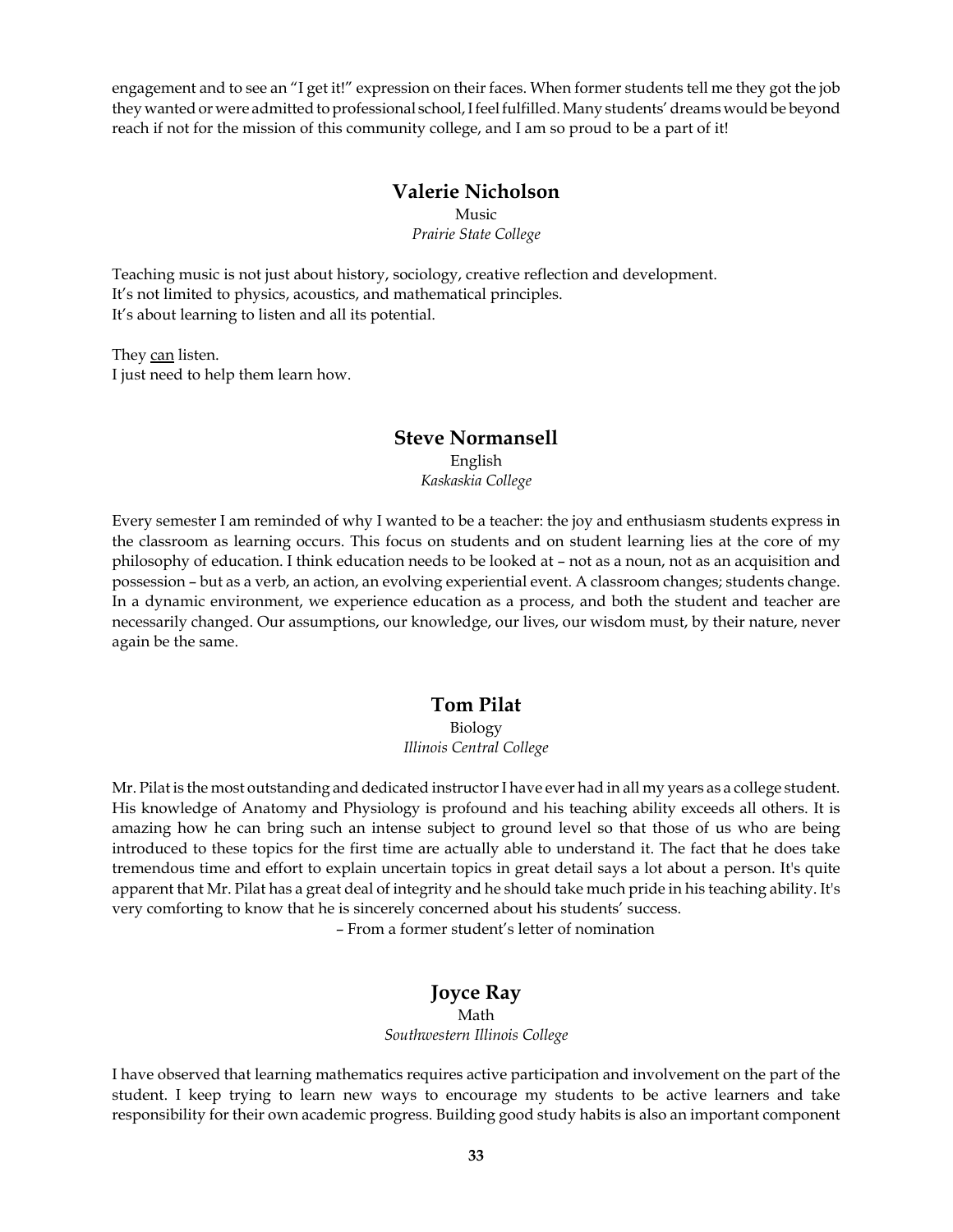engagement and to see an "I get it!" expression on their faces. When former students tell me they got the job they wanted or were admitted to professional school, I feel fulfilled. Many students' dreams would be beyond reach if not for the mission of this community college, and I am so proud to be a part of it!

## Valerie Nicholson

Music

*Prairie State College*

Teaching music is not just about history, sociology, creative reflection and development.
It's not limited to physics, acoustics, and mathematical principles.
It's about learning to listen and all its potential.

They <u>can</u> listen.
I just need to help them learn how.

## Steve Normansell

English

*Kaskaskia College*

Every semester I am reminded of why I wanted to be a teacher: the joy and enthusiasm students express in the classroom as learning occurs. This focus on students and on student learning lies at the core of my philosophy of education. I think education needs to be looked at – not as a noun, not as an acquisition and possession – but as a verb, an action, an evolving experiential event. A classroom changes; students change. In a dynamic environment, we experience education as a process, and both the student and teacher are necessarily changed. Our assumptions, our knowledge, our lives, our wisdom must, by their nature, never again be the same.

## Tom Pilat

Biology

*Illinois Central College*

Mr. Pilat is the most outstanding and dedicated instructor I have ever had in all my years as a college student. His knowledge of Anatomy and Physiology is profound and his teaching ability exceeds all others. It is amazing how he can bring such an intense subject to ground level so that those of us who are being introduced to these topics for the first time are actually able to understand it. The fact that he does take tremendous time and effort to explain uncertain topics in great detail says a lot about a person. It's quite apparent that Mr. Pilat has a great deal of integrity and he should take much pride in his teaching ability. It's very comforting to know that he is sincerely concerned about his students' success.

– From a former student's letter of nomination

## Joyce Ray

Math

*Southwestern Illinois College*

I have observed that learning mathematics requires active participation and involvement on the part of the student. I keep trying to learn new ways to encourage my students to be active learners and take responsibility for their own academic progress. Building good study habits is also an important component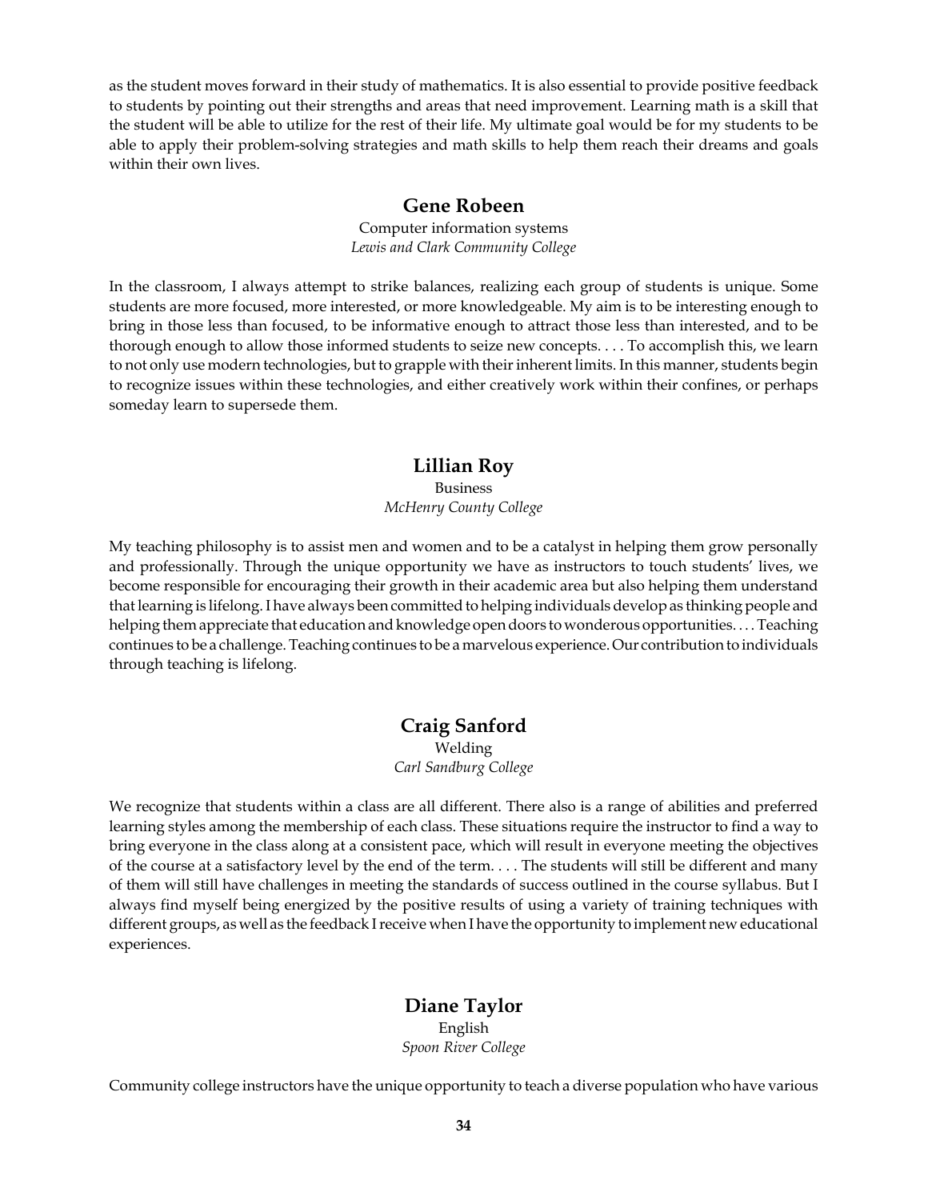as the student moves forward in their study of mathematics. It is also essential to provide positive feedback to students by pointing out their strengths and areas that need improvement. Learning math is a skill that the student will be able to utilize for the rest of their life. My ultimate goal would be for my students to be able to apply their problem-solving strategies and math skills to help them reach their dreams and goals within their own lives.

### Gene Robeen

Computer information systems
*Lewis and Clark Community College*

In the classroom, I always attempt to strike balances, realizing each group of students is unique. Some students are more focused, more interested, or more knowledgeable. My aim is to be interesting enough to bring in those less than focused, to be informative enough to attract those less than interested, and to be thorough enough to allow those informed students to seize new concepts. . . . To accomplish this, we learn to not only use modern technologies, but to grapple with their inherent limits. In this manner, students begin to recognize issues within these technologies, and either creatively work within their confines, or perhaps someday learn to supersede them.

### Lillian Roy

Business
*McHenry County College*

My teaching philosophy is to assist men and women and to be a catalyst in helping them grow personally and professionally. Through the unique opportunity we have as instructors to touch students' lives, we become responsible for encouraging their growth in their academic area but also helping them understand that learning is lifelong. I have always been committed to helping individuals develop as thinking people and helping them appreciate that education and knowledge open doors to wonderous opportunities. . . . Teaching continues to be a challenge. Teaching continues to be a marvelous experience. Our contribution to individuals through teaching is lifelong.

### Craig Sanford

Welding
*Carl Sandburg College*

We recognize that students within a class are all different. There also is a range of abilities and preferred learning styles among the membership of each class. These situations require the instructor to find a way to bring everyone in the class along at a consistent pace, which will result in everyone meeting the objectives of the course at a satisfactory level by the end of the term. . . . The students will still be different and many of them will still have challenges in meeting the standards of success outlined in the course syllabus. But I always find myself being energized by the positive results of using a variety of training techniques with different groups, as well as the feedback I receive when I have the opportunity to implement new educational experiences.

### Diane Taylor

English
*Spoon River College*

Community college instructors have the unique opportunity to teach a diverse population who have various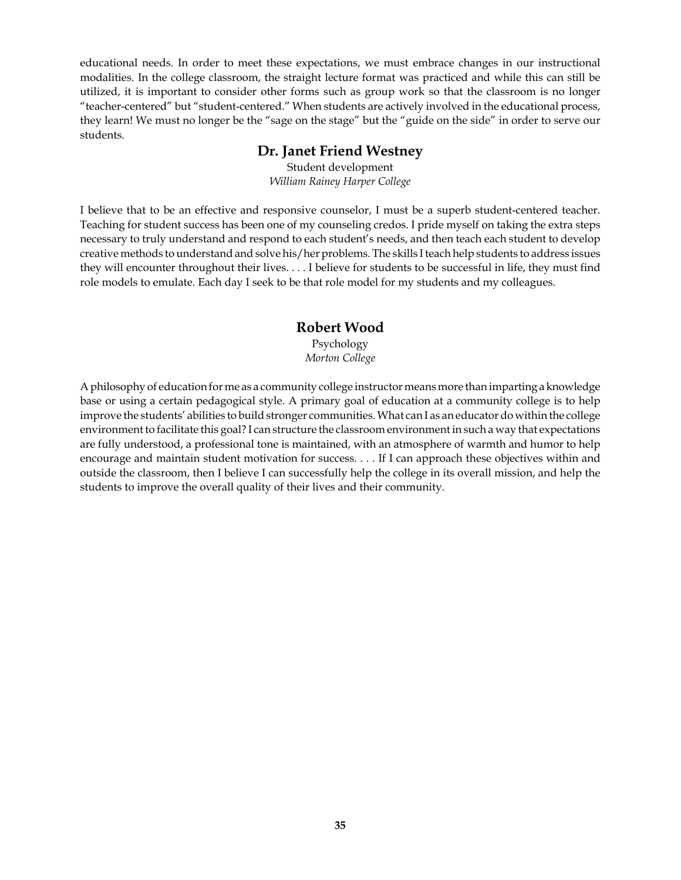educational needs. In order to meet these expectations, we must embrace changes in our instructional modalities. In the college classroom, the straight lecture format was practiced and while this can still be utilized, it is important to consider other forms such as group work so that the classroom is no longer "teacher-centered" but "student-centered." When students are actively involved in the educational process, they learn! We must no longer be the "sage on the stage" but the "guide on the side" in order to serve our students.

### Dr. Janet Friend Westney

Student development
*William Rainey Harper College*

I believe that to be an effective and responsive counselor, I must be a superb student-centered teacher. Teaching for student success has been one of my counseling credos. I pride myself on taking the extra steps necessary to truly understand and respond to each student's needs, and then teach each student to develop creative methods to understand and solve his/her problems. The skills I teach help students to address issues they will encounter throughout their lives. . . . I believe for students to be successful in life, they must find role models to emulate. Each day I seek to be that role model for my students and my colleagues.

### Robert Wood

Psychology
*Morton College*

A philosophy of education for me as a community college instructor means more than imparting a knowledge base or using a certain pedagogical style. A primary goal of education at a community college is to help improve the students' abilities to build stronger communities. What can I as an educator do within the college environment to facilitate this goal? I can structure the classroom environment in such a way that expectations are fully understood, a professional tone is maintained, with an atmosphere of warmth and humor to help encourage and maintain student motivation for success. . . . If I can approach these objectives within and outside the classroom, then I believe I can successfully help the college in its overall mission, and help the students to improve the overall quality of their lives and their community.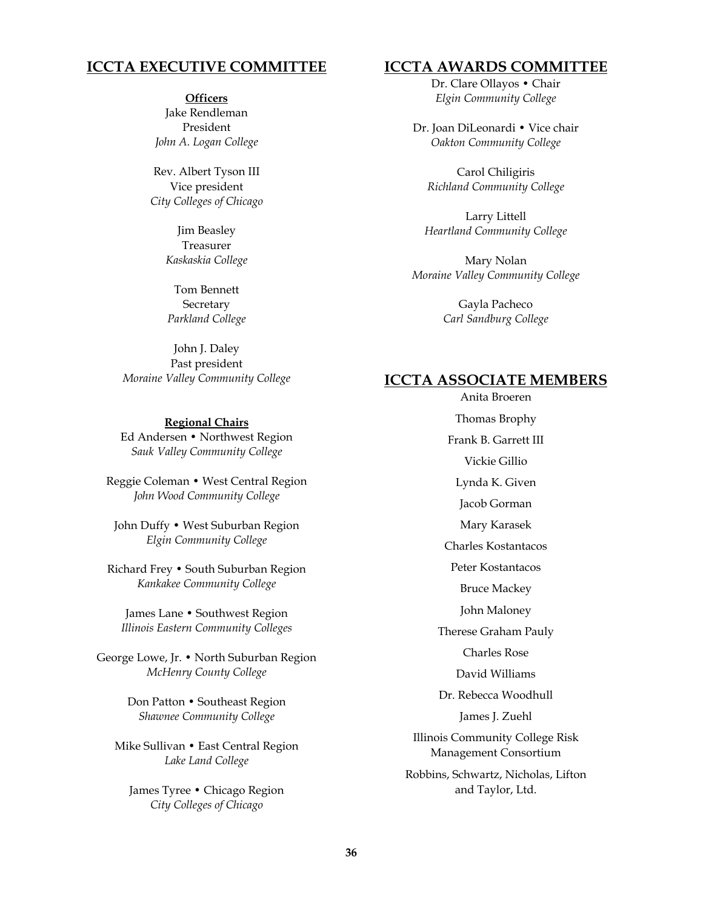## ICCTA EXECUTIVE COMMITTEE

**Officers**

Jake Rendleman
President
*John A. Logan College*

Rev. Albert Tyson III
Vice president
*City Colleges of Chicago*

Jim Beasley
Treasurer
*Kaskaskia College*

Tom Bennett
Secretary
*Parkland College*

John J. Daley
Past president
*Moraine Valley Community College*

**Regional Chairs**

Ed Andersen • Northwest Region
*Sauk Valley Community College*

Reggie Coleman • West Central Region
*John Wood Community College*

John Duffy • West Suburban Region
*Elgin Community College*

Richard Frey • South Suburban Region
*Kankakee Community College*

James Lane • Southwest Region
*Illinois Eastern Community Colleges*

George Lowe, Jr. • North Suburban Region
*McHenry County College*

Don Patton • Southeast Region
*Shawnee Community College*

Mike Sullivan • East Central Region
*Lake Land College*

James Tyree • Chicago Region
*City Colleges of Chicago*

## ICCTA AWARDS COMMITTEE

Dr. Clare Ollayos • Chair
*Elgin Community College*

Dr. Joan DiLeonardi • Vice chair
*Oakton Community College*

Carol Chiligiris
*Richland Community College*

Larry Littell
*Heartland Community College*

Mary Nolan
*Moraine Valley Community College*

Gayla Pacheco
*Carl Sandburg College*

## ICCTA ASSOCIATE MEMBERS

Anita Broeren

Thomas Brophy

Frank B. Garrett III

Vickie Gillio

Lynda K. Given

Jacob Gorman

Mary Karasek

Charles Kostantacos

Peter Kostantacos

Bruce Mackey

John Maloney

Therese Graham Pauly

Charles Rose

David Williams

Dr. Rebecca Woodhull

James J. Zuehl

Illinois Community College Risk Management Consortium

Robbins, Schwartz, Nicholas, Lifton and Taylor, Ltd.